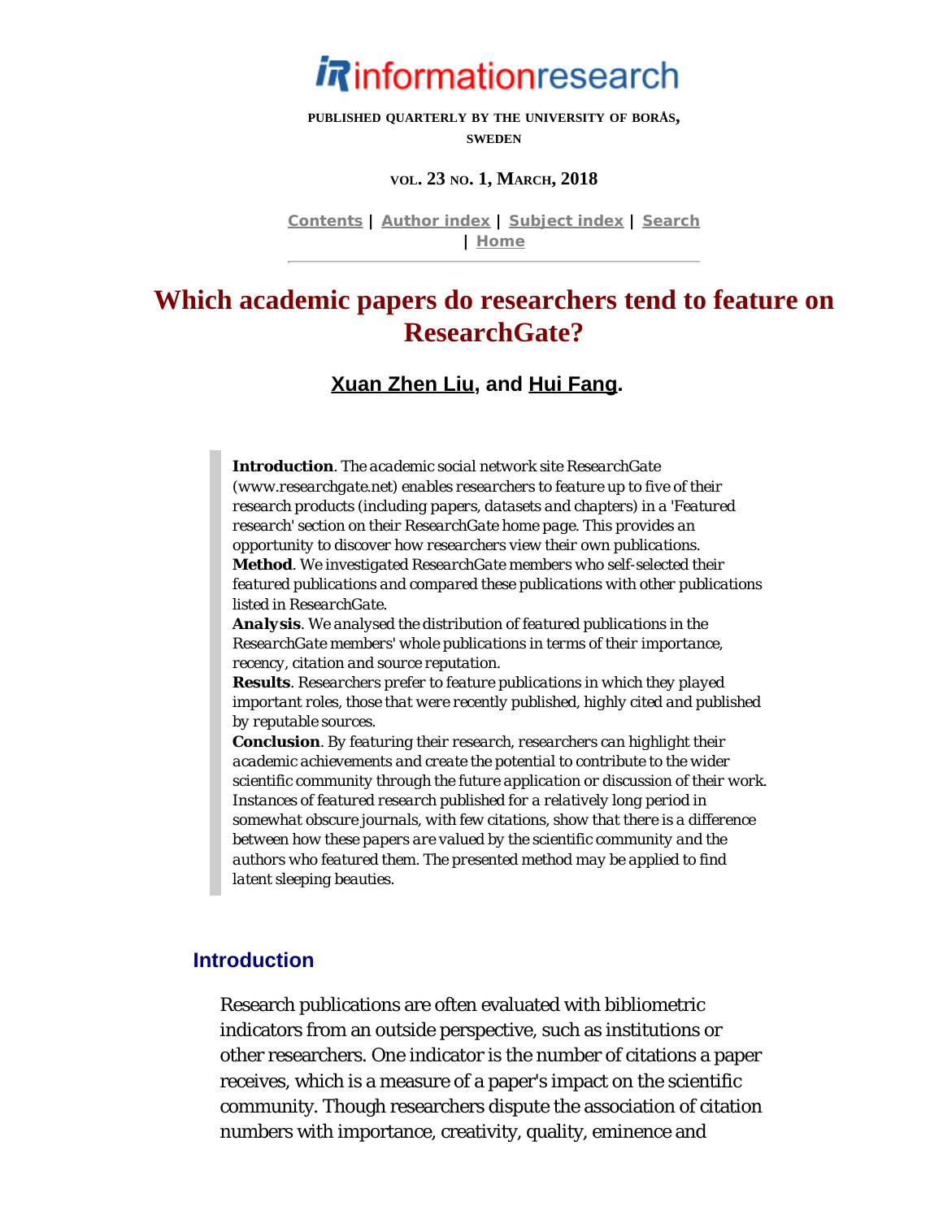# informationresearch

PUBLISHED QUARTERLY BY THE UNIVERSITY OF BORÅS, SWEDEN

VOL. 23 NO. 1, MARCH, 2018

Contents | Author index | Subject index | Search | Home

---

# Which academic papers do researchers tend to feature on ResearchGate?

## Xuan Zhen Liu, and Hui Fang.

> **Introduction**. *The academic social network site ResearchGate (www.researchgate.net) enables researchers to feature up to five of their research products (including papers, datasets and chapters) in a 'Featured research' section on their ResearchGate home page. This provides an opportunity to discover how researchers view their own publications.*
> **Method**. *We investigated ResearchGate members who self-selected their featured publications and compared these publications with other publications listed in ResearchGate.*
> **Analysis**. *We analysed the distribution of featured publications in the ResearchGate members' whole publications in terms of their importance, recency, citation and source reputation.*
> **Results**. *Researchers prefer to feature publications in which they played important roles, those that were recently published, highly cited and published by reputable sources.*
> **Conclusion**. *By featuring their research, researchers can highlight their academic achievements and create the potential to contribute to the wider scientific community through the future application or discussion of their work. Instances of featured research published for a relatively long period in somewhat obscure journals, with few citations, show that there is a difference between how these papers are valued by the scientific community and the authors who featured them. The presented method may be applied to find latent sleeping beauties.*

## Introduction

Research publications are often evaluated with bibliometric indicators from an outside perspective, such as institutions or other researchers. One indicator is the number of citations a paper receives, which is a measure of a paper's impact on the scientific community. Though researchers dispute the association of citation numbers with importance, creativity, quality, eminence and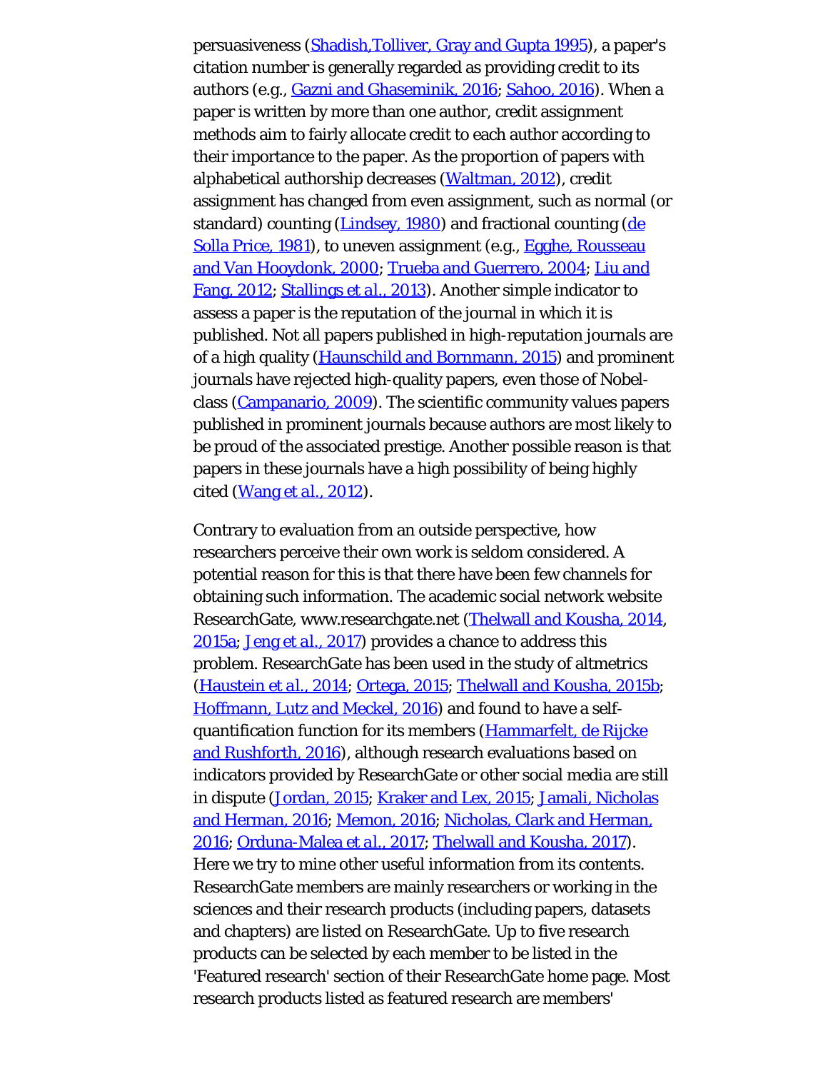persuasiveness (Shadish,Tolliver, Gray and Gupta 1995), a paper's citation number is generally regarded as providing credit to its authors (e.g., Gazni and Ghaseminik, 2016; Sahoo, 2016). When a paper is written by more than one author, credit assignment methods aim to fairly allocate credit to each author according to their importance to the paper. As the proportion of papers with alphabetical authorship decreases (Waltman, 2012), credit assignment has changed from even assignment, such as normal (or standard) counting (Lindsey, 1980) and fractional counting (de Solla Price, 1981), to uneven assignment (e.g., Egghe, Rousseau and Van Hooydonk, 2000; Trueba and Guerrero, 2004; Liu and Fang, 2012; Stallings et al., 2013). Another simple indicator to assess a paper is the reputation of the journal in which it is published. Not all papers published in high-reputation journals are of a high quality (Haunschild and Bornmann, 2015) and prominent journals have rejected high-quality papers, even those of Nobel-class (Campanario, 2009). The scientific community values papers published in prominent journals because authors are most likely to be proud of the associated prestige. Another possible reason is that papers in these journals have a high possibility of being highly cited (Wang et al., 2012).

Contrary to evaluation from an outside perspective, how researchers perceive their own work is seldom considered. A potential reason for this is that there have been few channels for obtaining such information. The academic social network website ResearchGate, www.researchgate.net (Thelwall and Kousha, 2014, 2015a; Jeng et al., 2017) provides a chance to address this problem. ResearchGate has been used in the study of altmetrics (Haustein et al., 2014; Ortega, 2015; Thelwall and Kousha, 2015b; Hoffmann, Lutz and Meckel, 2016) and found to have a self-quantification function for its members (Hammarfelt, de Rijcke and Rushforth, 2016), although research evaluations based on indicators provided by ResearchGate or other social media are still in dispute (Jordan, 2015; Kraker and Lex, 2015; Jamali, Nicholas and Herman, 2016; Memon, 2016; Nicholas, Clark and Herman, 2016; Orduna-Malea et al., 2017; Thelwall and Kousha, 2017). Here we try to mine other useful information from its contents. ResearchGate members are mainly researchers or working in the sciences and their research products (including papers, datasets and chapters) are listed on ResearchGate. Up to five research products can be selected by each member to be listed in the 'Featured research' section of their ResearchGate home page. Most research products listed as featured research are members'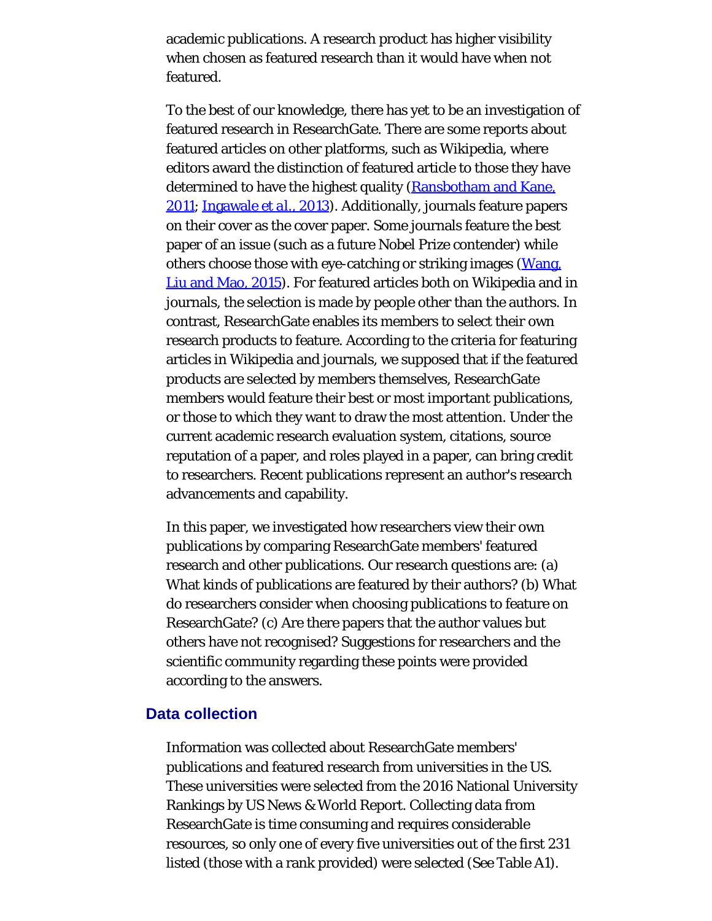academic publications. A research product has higher visibility when chosen as featured research than it would have when not featured.

To the best of our knowledge, there has yet to be an investigation of featured research in ResearchGate. There are some reports about featured articles on other platforms, such as Wikipedia, where editors award the distinction of featured article to those they have determined to have the highest quality (Ransbotham and Kane, 2011; Ingawale *et al.*, 2013). Additionally, journals feature papers on their cover as the cover paper. Some journals feature the best paper of an issue (such as a future Nobel Prize contender) while others choose those with eye-catching or striking images (Wang, Liu and Mao, 2015). For featured articles both on Wikipedia and in journals, the selection is made by people other than the authors. In contrast, ResearchGate enables its members to select their own research products to feature. According to the criteria for featuring articles in Wikipedia and journals, we supposed that if the featured products are selected by members themselves, ResearchGate members would feature their best or most important publications, or those to which they want to draw the most attention. Under the current academic research evaluation system, citations, source reputation of a paper, and roles played in a paper, can bring credit to researchers. Recent publications represent an author's research advancements and capability.

In this paper, we investigated how researchers view their own publications by comparing ResearchGate members' featured research and other publications. Our research questions are: (a) What kinds of publications are featured by their authors? (b) What do researchers consider when choosing publications to feature on ResearchGate? (c) Are there papers that the author values but others have not recognised? Suggestions for researchers and the scientific community regarding these points were provided according to the answers.

## Data collection

Information was collected about ResearchGate members' publications and featured research from universities in the US. These universities were selected from the 2016 National University Rankings by US News & World Report. Collecting data from ResearchGate is time consuming and requires considerable resources, so only one of every five universities out of the first 231 listed (those with a rank provided) were selected (See Table A1).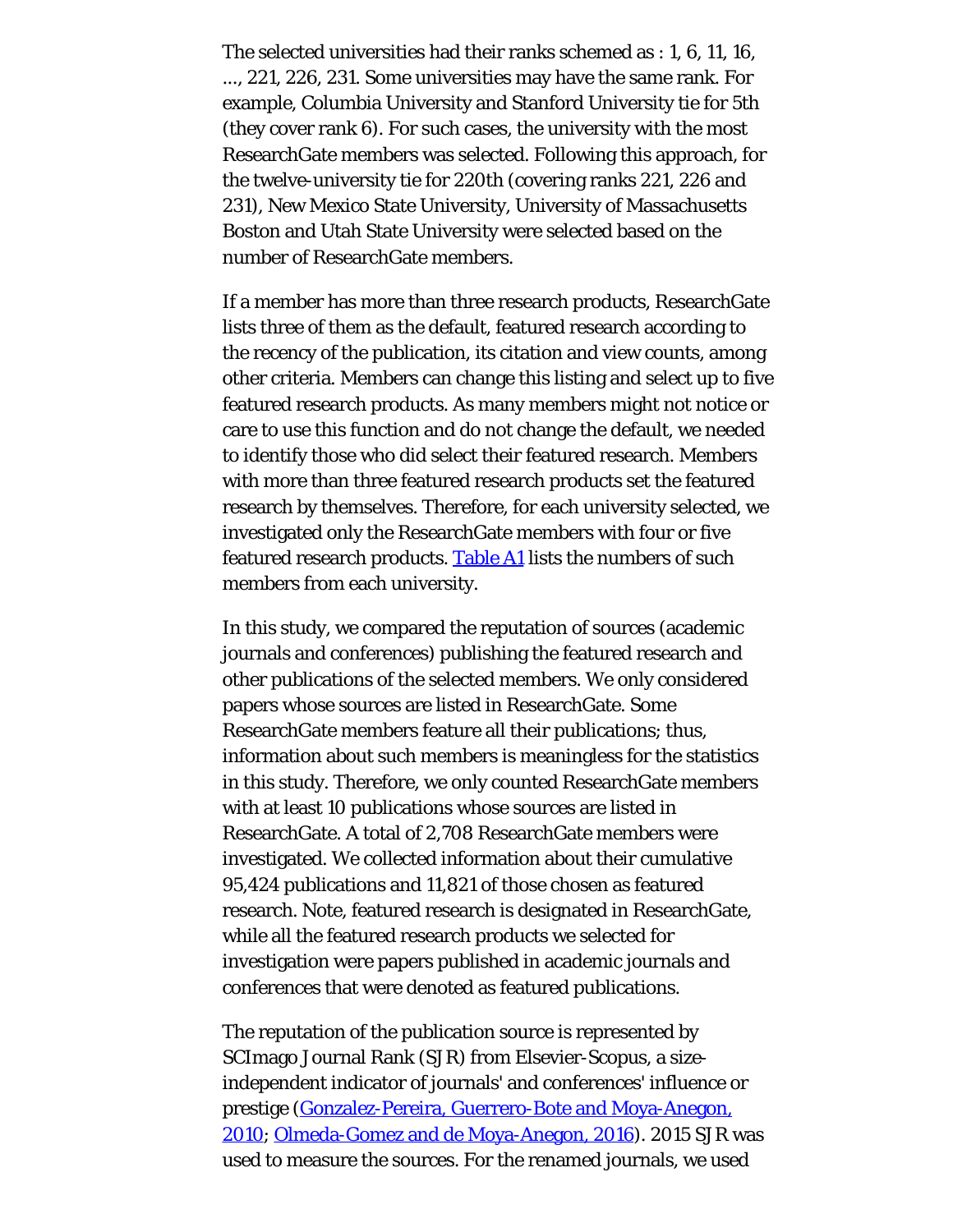The selected universities had their ranks schemed as : 1, 6, 11, 16, ..., 221, 226, 231. Some universities may have the same rank. For example, Columbia University and Stanford University tie for 5th (they cover rank 6). For such cases, the university with the most ResearchGate members was selected. Following this approach, for the twelve-university tie for 220th (covering ranks 221, 226 and 231), New Mexico State University, University of Massachusetts Boston and Utah State University were selected based on the number of ResearchGate members.

If a member has more than three research products, ResearchGate lists three of them as the default, featured research according to the recency of the publication, its citation and view counts, among other criteria. Members can change this listing and select up to five featured research products. As many members might not notice or care to use this function and do not change the default, we needed to identify those who did select their featured research. Members with more than three featured research products set the featured research by themselves. Therefore, for each university selected, we investigated only the ResearchGate members with four or five featured research products. [Table A1](#) lists the numbers of such members from each university.

In this study, we compared the reputation of sources (academic journals and conferences) publishing the featured research and other publications of the selected members. We only considered papers whose sources are listed in ResearchGate. Some ResearchGate members feature all their publications; thus, information about such members is meaningless for the statistics in this study. Therefore, we only counted ResearchGate members with at least 10 publications whose sources are listed in ResearchGate. A total of 2,708 ResearchGate members were investigated. We collected information about their cumulative 95,424 publications and 11,821 of those chosen as featured research. Note, featured research is designated in ResearchGate, while all the featured research products we selected for investigation were papers published in academic journals and conferences that were denoted as featured publications.

The reputation of the publication source is represented by SCImago Journal Rank (SJR) from Elsevier-Scopus, a size-independent indicator of journals' and conferences' influence or prestige ([Gonzalez-Pereira, Guerrero-Bote and Moya-Anegon, 2010](#); [Olmeda-Gomez and de Moya-Anegon, 2016](#)). 2015 SJR was used to measure the sources. For the renamed journals, we used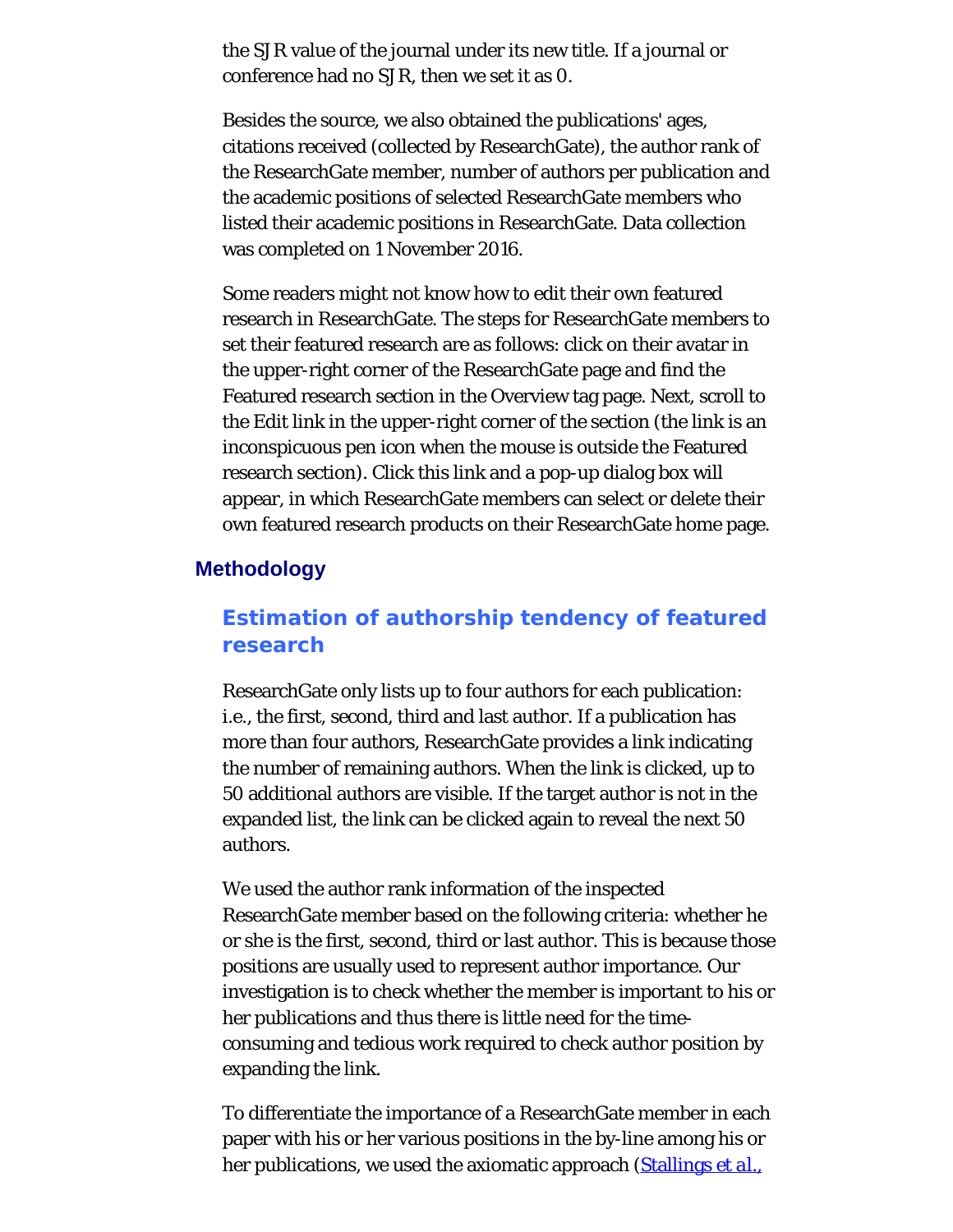the SJR value of the journal under its new title. If a journal or conference had no SJR, then we set it as 0.

Besides the source, we also obtained the publications' ages, citations received (collected by ResearchGate), the author rank of the ResearchGate member, number of authors per publication and the academic positions of selected ResearchGate members who listed their academic positions in ResearchGate. Data collection was completed on 1 November 2016.

Some readers might not know how to edit their own featured research in ResearchGate. The steps for ResearchGate members to set their featured research are as follows: click on their avatar in the upper-right corner of the ResearchGate page and find the Featured research section in the Overview tag page. Next, scroll to the Edit link in the upper-right corner of the section (the link is an inconspicuous pen icon when the mouse is outside the Featured research section). Click this link and a pop-up dialog box will appear, in which ResearchGate members can select or delete their own featured research products on their ResearchGate home page.

## Methodology

### Estimation of authorship tendency of featured research

ResearchGate only lists up to four authors for each publication: i.e., the first, second, third and last author. If a publication has more than four authors, ResearchGate provides a link indicating the number of remaining authors. When the link is clicked, up to 50 additional authors are visible. If the target author is not in the expanded list, the link can be clicked again to reveal the next 50 authors.

We used the author rank information of the inspected ResearchGate member based on the following criteria: whether he or she is the first, second, third or last author. This is because those positions are usually used to represent author importance. Our investigation is to check whether the member is important to his or her publications and thus there is little need for the time-consuming and tedious work required to check author position by expanding the link.

To differentiate the importance of a ResearchGate member in each paper with his or her various positions in the by-line among his or her publications, we used the axiomatic approach (Stallings *et al.*,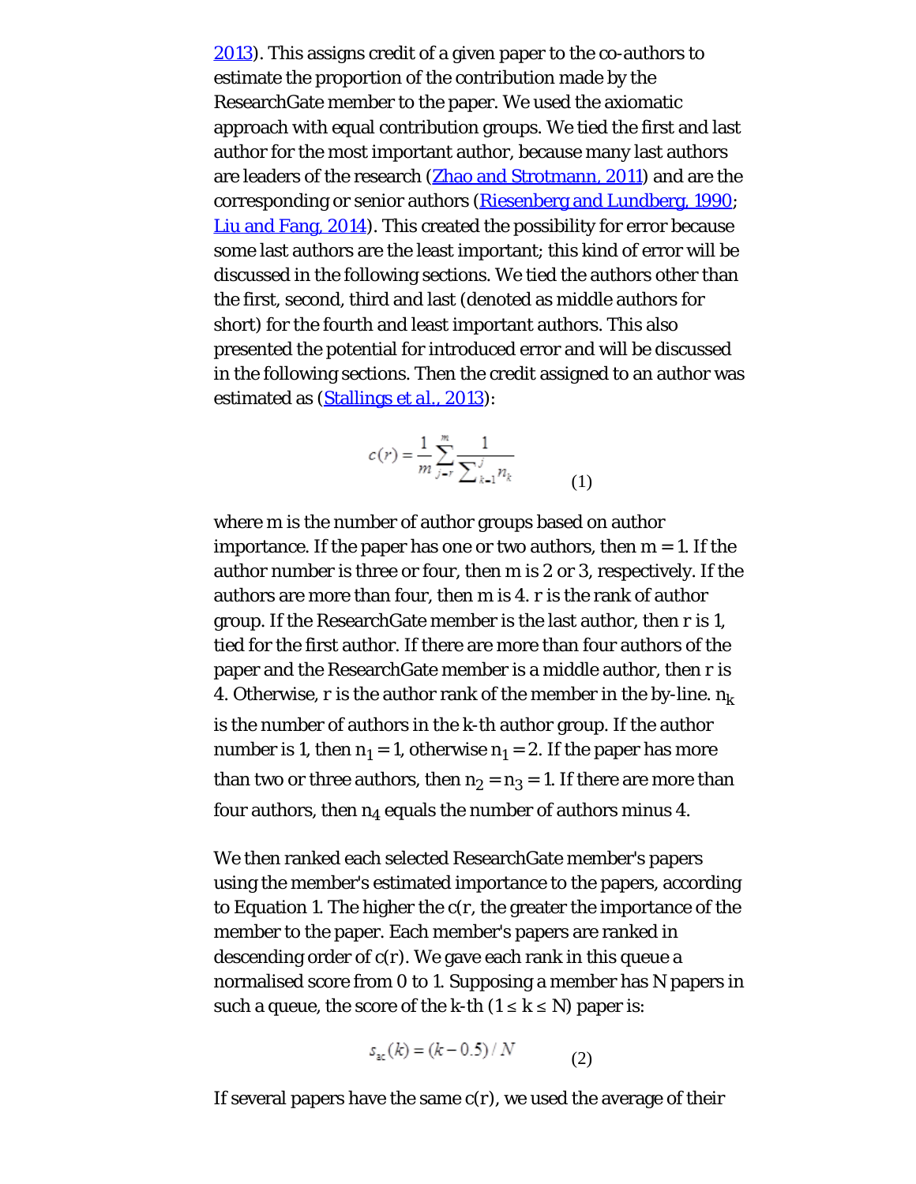2013). This assigns credit of a given paper to the co-authors to estimate the proportion of the contribution made by the ResearchGate member to the paper. We used the axiomatic approach with equal contribution groups. We tied the first and last author for the most important author, because many last authors are leaders of the research (Zhao and Strotmann, 2011) and are the corresponding or senior authors (Riesenberg and Lundberg, 1990; Liu and Fang, 2014). This created the possibility for error because some last authors are the least important; this kind of error will be discussed in the following sections. We tied the authors other than the first, second, third and last (denoted as middle authors for short) for the fourth and least important authors. This also presented the potential for introduced error and will be discussed in the following sections. Then the credit assigned to an author was estimated as (Stallings et al., 2013):

$$c(r) = \frac{1}{m} \sum_{j=r}^{m} \frac{1}{\sum_{k=1}^{j} n_k} \qquad (1)$$

where m is the number of author groups based on author importance. If the paper has one or two authors, then m = 1. If the author number is three or four, then m is 2 or 3, respectively. If the authors are more than four, then m is 4. r is the rank of author group. If the ResearchGate member is the last author, then r is 1, tied for the first author. If there are more than four authors of the paper and the ResearchGate member is a middle author, then r is 4. Otherwise, r is the author rank of the member in the by-line. $n_k$ is the number of authors in the k-th author group. If the author number is 1, then $n_1 = 1$, otherwise $n_1 = 2$. If the paper has more than two or three authors, then $n_2 = n_3 = 1$. If there are more than four authors, then $n_4$ equals the number of authors minus 4.

We then ranked each selected ResearchGate member's papers using the member's estimated importance to the papers, according to Equation 1. The higher the c(r, the greater the importance of the member to the paper. Each member's papers are ranked in descending order of c(r). We gave each rank in this queue a normalised score from 0 to 1. Supposing a member has N papers in such a queue, the score of the k-th (1 ≤ k ≤ N) paper is:

$$s_{ac}(k) = (k - 0.5) / N \qquad (2)$$

If several papers have the same c(r), we used the average of their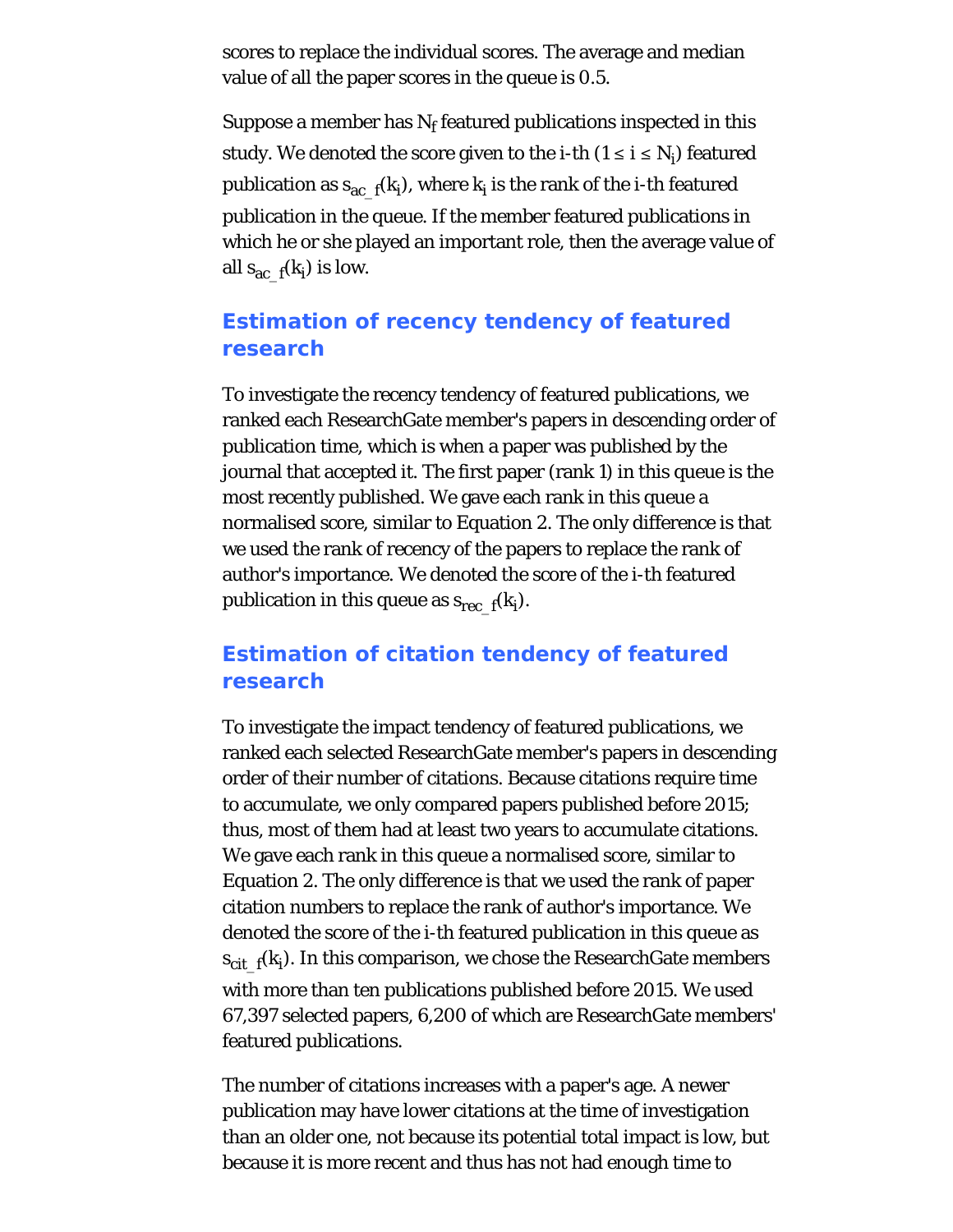scores to replace the individual scores. The average and median value of all the paper scores in the queue is 0.5.

Suppose a member has $N_f$ featured publications inspected in this study. We denoted the score given to the i-th ($1 \leq i \leq N_i$) featured publication as $s_{ac\_f}(k_i)$, where $k_i$ is the rank of the i-th featured publication in the queue. If the member featured publications in which he or she played an important role, then the average value of all $s_{ac\_f}(k_i)$ is low.

## Estimation of recency tendency of featured research

To investigate the recency tendency of featured publications, we ranked each ResearchGate member's papers in descending order of publication time, which is when a paper was published by the journal that accepted it. The first paper (rank 1) in this queue is the most recently published. We gave each rank in this queue a normalised score, similar to Equation 2. The only difference is that we used the rank of recency of the papers to replace the rank of author's importance. We denoted the score of the i-th featured publication in this queue as $s_{rec\_f}(k_i)$.

## Estimation of citation tendency of featured research

To investigate the impact tendency of featured publications, we ranked each selected ResearchGate member's papers in descending order of their number of citations. Because citations require time to accumulate, we only compared papers published before 2015; thus, most of them had at least two years to accumulate citations. We gave each rank in this queue a normalised score, similar to Equation 2. The only difference is that we used the rank of paper citation numbers to replace the rank of author's importance. We denoted the score of the i-th featured publication in this queue as $s_{cit\_f}(k_i)$. In this comparison, we chose the ResearchGate members with more than ten publications published before 2015. We used 67,397 selected papers, 6,200 of which are ResearchGate members' featured publications.

The number of citations increases with a paper's age. A newer publication may have lower citations at the time of investigation than an older one, not because its potential total impact is low, but because it is more recent and thus has not had enough time to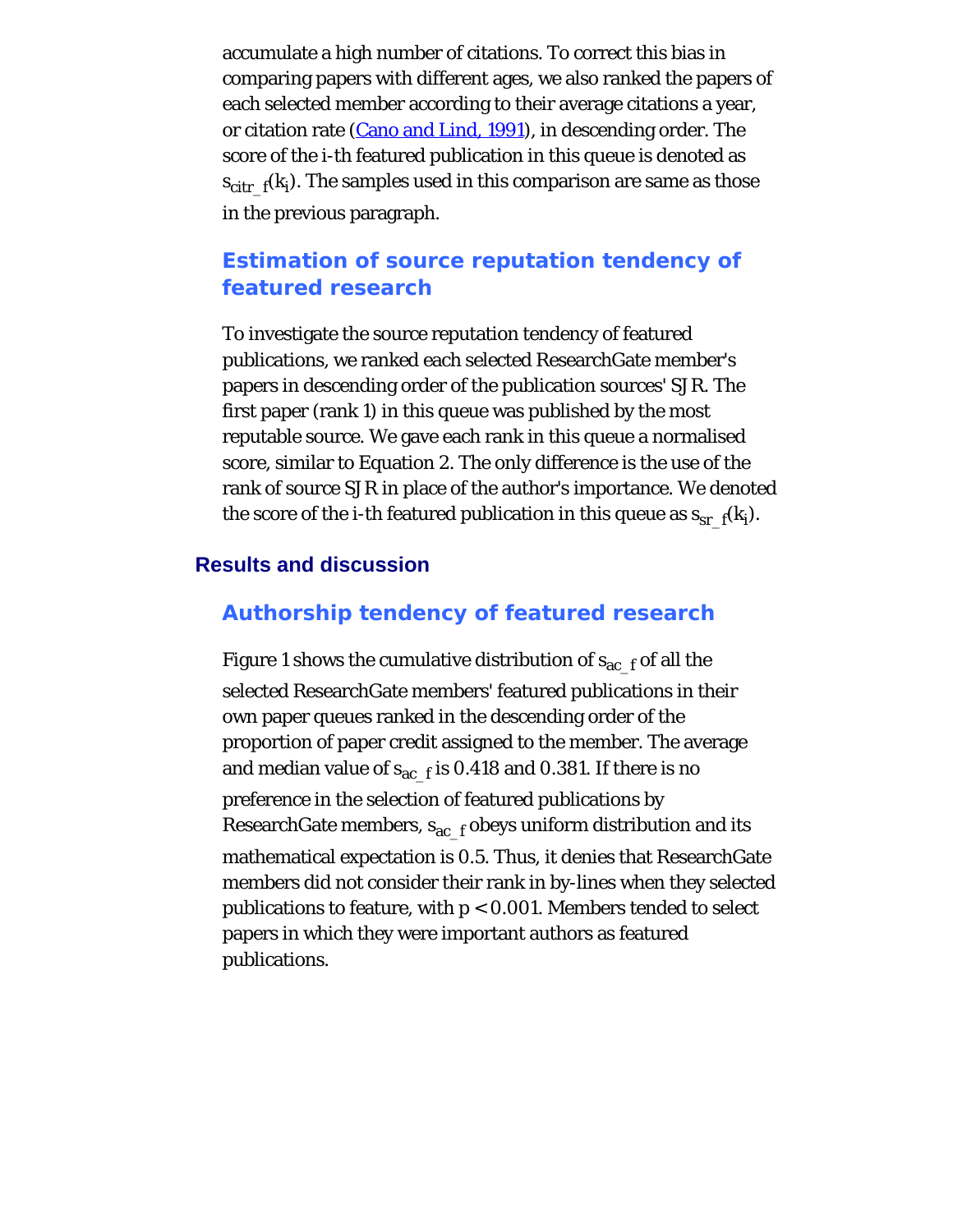accumulate a high number of citations. To correct this bias in comparing papers with different ages, we also ranked the papers of each selected member according to their average citations a year, or citation rate (Cano and Lind, 1991), in descending order. The score of the i-th featured publication in this queue is denoted as $s_{citr\_f}(k_i)$. The samples used in this comparison are same as those in the previous paragraph.

### Estimation of source reputation tendency of featured research

To investigate the source reputation tendency of featured publications, we ranked each selected ResearchGate member's papers in descending order of the publication sources' SJR. The first paper (rank 1) in this queue was published by the most reputable source. We gave each rank in this queue a normalised score, similar to Equation 2. The only difference is the use of the rank of source SJR in place of the author's importance. We denoted the score of the i-th featured publication in this queue as $s_{sr\_f}(k_i)$.

## Results and discussion

### Authorship tendency of featured research

Figure 1 shows the cumulative distribution of $s_{ac\_f}$ of all the selected ResearchGate members' featured publications in their own paper queues ranked in the descending order of the proportion of paper credit assigned to the member. The average and median value of $s_{ac\_f}$ is 0.418 and 0.381. If there is no preference in the selection of featured publications by ResearchGate members, $s_{ac\_f}$ obeys uniform distribution and its mathematical expectation is 0.5. Thus, it denies that ResearchGate members did not consider their rank in by-lines when they selected publications to feature, with $p < 0.001$. Members tended to select papers in which they were important authors as featured publications.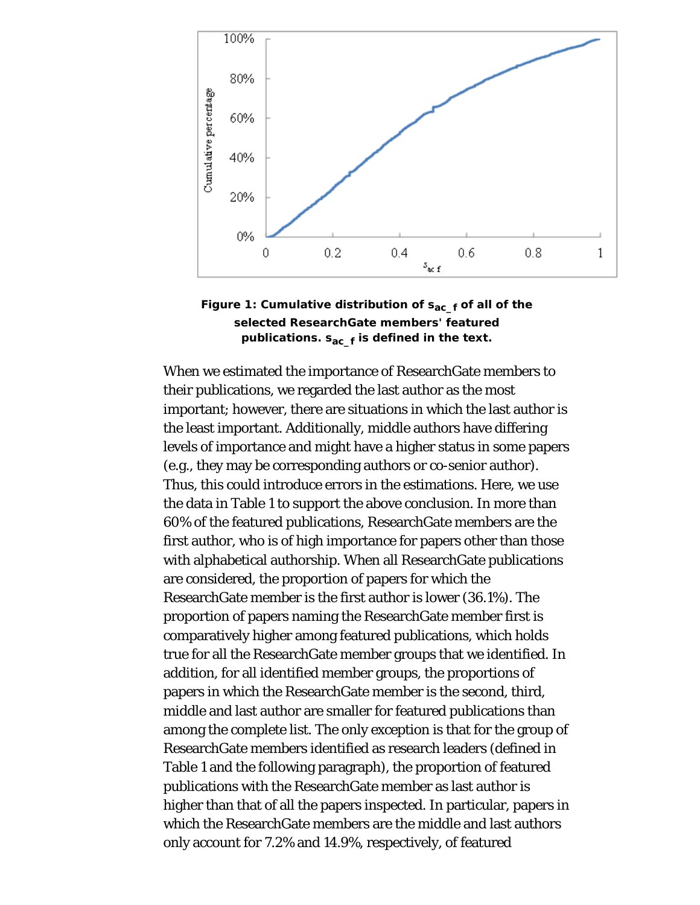**Figure 1: Cumulative distribution of $s_{ac\_f}$ of all of the selected ResearchGate members' featured publications. $s_{ac\_f}$ is defined in the text.**

When we estimated the importance of ResearchGate members to their publications, we regarded the last author as the most important; however, there are situations in which the last author is the least important. Additionally, middle authors have differing levels of importance and might have a higher status in some papers (e.g., they may be corresponding authors or co-senior author). Thus, this could introduce errors in the estimations. Here, we use the data in Table 1 to support the above conclusion. In more than 60% of the featured publications, ResearchGate members are the first author, who is of high importance for papers other than those with alphabetical authorship. When all ResearchGate publications are considered, the proportion of papers for which the ResearchGate member is the first author is lower (36.1%). The proportion of papers naming the ResearchGate member first is comparatively higher among featured publications, which holds true for all the ResearchGate member groups that we identified. In addition, for all identified member groups, the proportions of papers in which the ResearchGate member is the second, third, middle and last author are smaller for featured publications than among the complete list. The only exception is that for the group of ResearchGate members identified as research leaders (defined in Table 1 and the following paragraph), the proportion of featured publications with the ResearchGate member as last author is higher than that of all the papers inspected. In particular, papers in which the ResearchGate members are the middle and last authors only account for 7.2% and 14.9%, respectively, of featured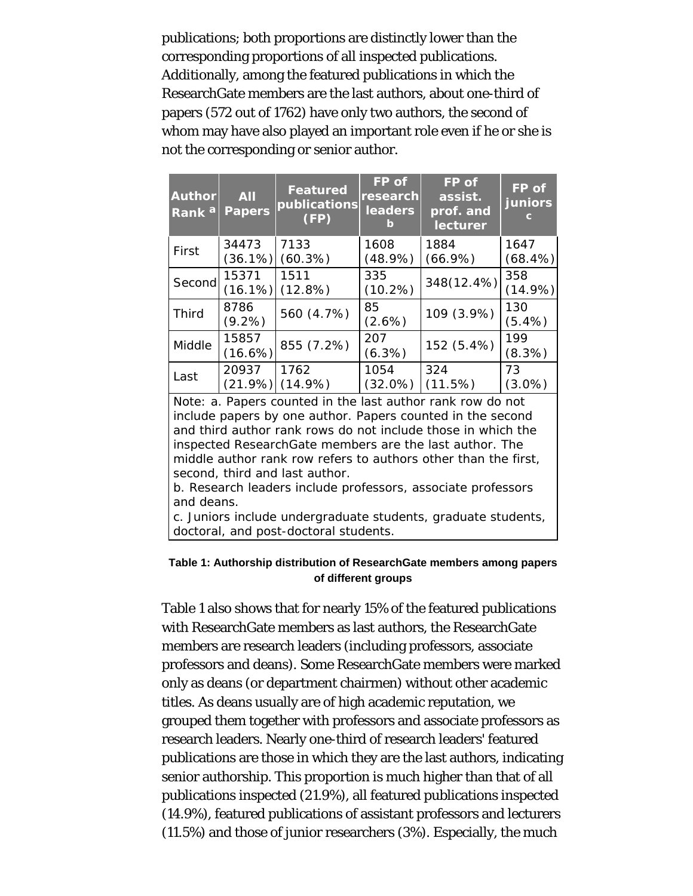publications; both proportions are distinctly lower than the corresponding proportions of all inspected publications. Additionally, among the featured publications in which the ResearchGate members are the last authors, about one-third of papers (572 out of 1762) have only two authors, the second of whom may have also played an important role even if he or she is not the corresponding or senior author.

| Author Rank [a] | All Papers | Featured publications (FP) | FP of research leaders [b] | FP of assist. prof. and lecturer | FP of juniors [c] |
|---|---|---|---|---|---|
| First | 34473 (36.1%) | 7133 (60.3%) | 1608 (48.9%) | 1884 (66.9%) | 1647 (68.4%) |
| Second | 15371 (16.1%) | 1511 (12.8%) | 335 (10.2%) | 348(12.4%) | 358 (14.9%) |
| Third | 8786 (9.2%) | 560 (4.7%) | 85 (2.6%) | 109 (3.9%) | 130 (5.4%) |
| Middle | 15857 (16.6%) | 855 (7.2%) | 207 (6.3%) | 152 (5.4%) | 199 (8.3%) |
| Last | 20937 (21.9%) | 1762 (14.9%) | 1054 (32.0%) | 324 (11.5%) | 73 (3.0%) |

Note: a. Papers counted in the last author rank row do not include papers by one author. Papers counted in the second and third author rank rows do not include those in which the inspected ResearchGate members are the last author. The middle author rank row refers to authors other than the first, second, third and last author.
b. Research leaders include professors, associate professors and deans.
c. Juniors include undergraduate students, graduate students, doctoral, and post-doctoral students.

**Table 1: Authorship distribution of ResearchGate members among papers of different groups**

Table 1 also shows that for nearly 15% of the featured publications with ResearchGate members as last authors, the ResearchGate members are research leaders (including professors, associate professors and deans). Some ResearchGate members were marked only as deans (or department chairmen) without other academic titles. As deans usually are of high academic reputation, we grouped them together with professors and associate professors as research leaders. Nearly one-third of research leaders' featured publications are those in which they are the last authors, indicating senior authorship. This proportion is much higher than that of all publications inspected (21.9%), all featured publications inspected (14.9%), featured publications of assistant professors and lecturers (11.5%) and those of junior researchers (3%). Especially, the much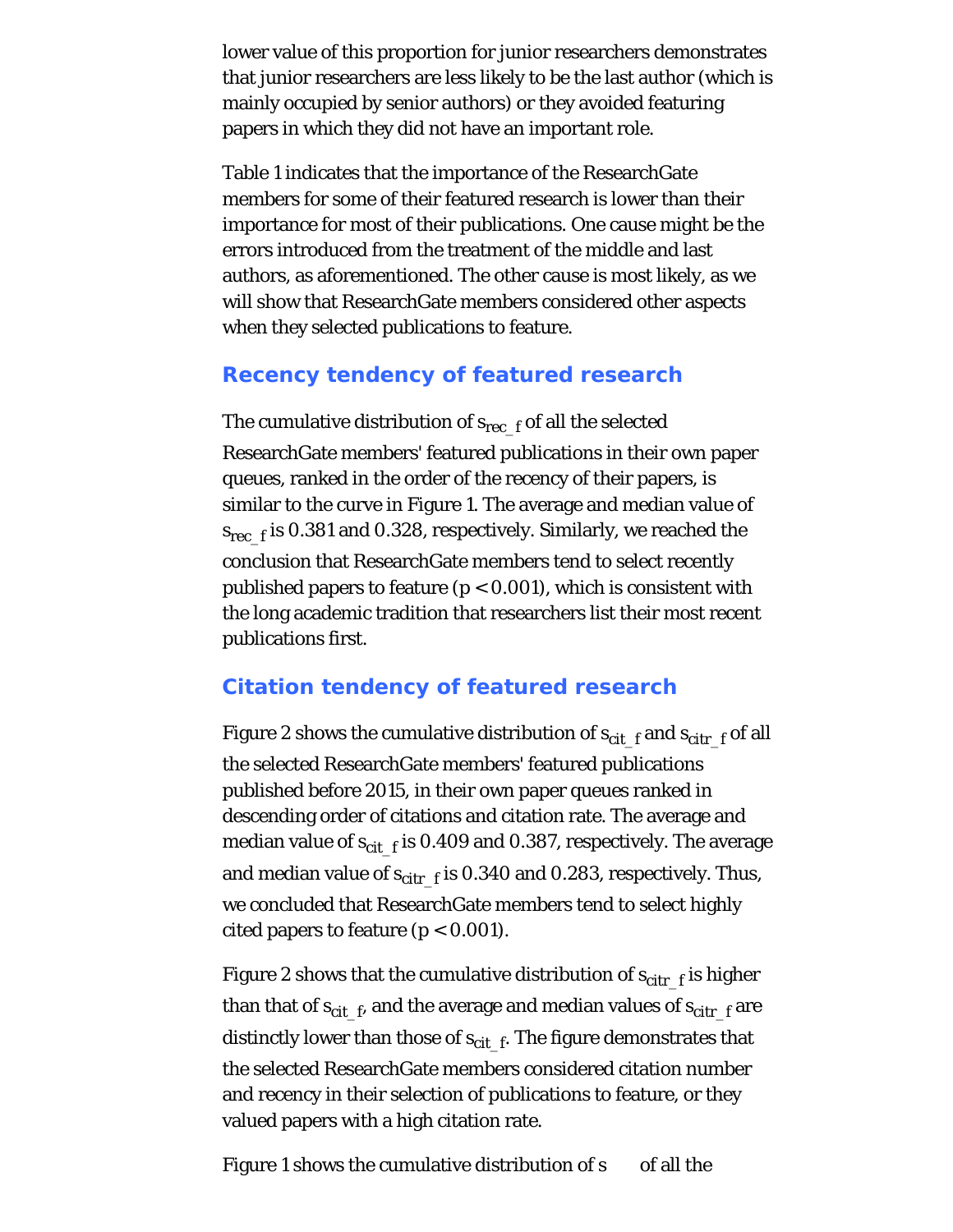lower value of this proportion for junior researchers demonstrates that junior researchers are less likely to be the last author (which is mainly occupied by senior authors) or they avoided featuring papers in which they did not have an important role.

Table 1 indicates that the importance of the ResearchGate members for some of their featured research is lower than their importance for most of their publications. One cause might be the errors introduced from the treatment of the middle and last authors, as aforementioned. The other cause is most likely, as we will show that ResearchGate members considered other aspects when they selected publications to feature.

## Recency tendency of featured research

The cumulative distribution of $s_{rec\_f}$ of all the selected ResearchGate members' featured publications in their own paper queues, ranked in the order of the recency of their papers, is similar to the curve in Figure 1. The average and median value of $s_{rec\_f}$ is 0.381 and 0.328, respectively. Similarly, we reached the conclusion that ResearchGate members tend to select recently published papers to feature ($p < 0.001$), which is consistent with the long academic tradition that researchers list their most recent publications first.

## Citation tendency of featured research

Figure 2 shows the cumulative distribution of $s_{cit\_f}$ and $s_{citr\_f}$ of all the selected ResearchGate members' featured publications published before 2015, in their own paper queues ranked in descending order of citations and citation rate. The average and median value of $s_{cit\_f}$ is 0.409 and 0.387, respectively. The average and median value of $s_{citr\_f}$ is 0.340 and 0.283, respectively. Thus, we concluded that ResearchGate members tend to select highly cited papers to feature ($p < 0.001$).

Figure 2 shows that the cumulative distribution of $s_{citr\_f}$ is higher than that of $s_{cit\_f}$, and the average and median values of $s_{citr\_f}$ are distinctly lower than those of $s_{cit\_f}$. The figure demonstrates that the selected ResearchGate members considered citation number and recency in their selection of publications to feature, or they valued papers with a high citation rate.

Figure 1 shows the cumulative distribution of s of all the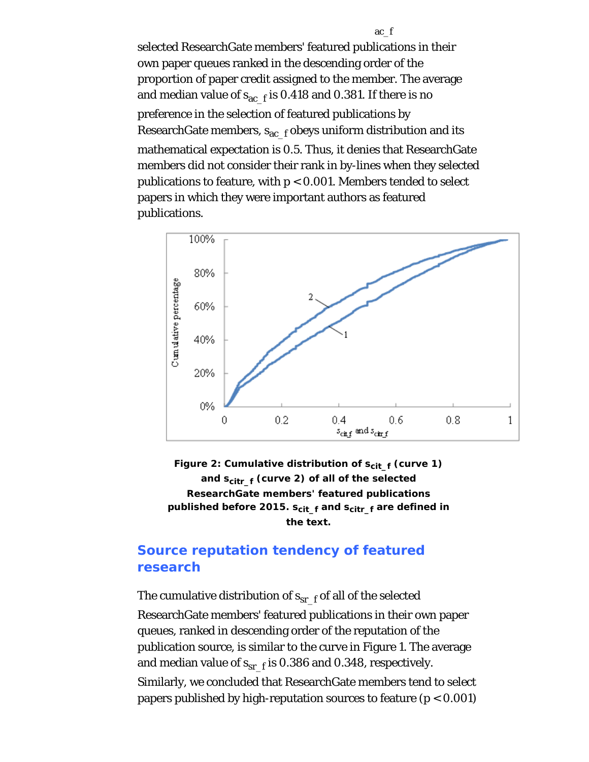selected ResearchGate members' featured publications in their own paper queues ranked in the descending order of the proportion of paper credit assigned to the member. The average and median value of $s_{ac\_f}$ is 0.418 and 0.381. If there is no preference in the selection of featured publications by ResearchGate members, $s_{ac\_f}$ obeys uniform distribution and its mathematical expectation is 0.5. Thus, it denies that ResearchGate members did not consider their rank in by-lines when they selected publications to feature, with $p < 0.001$. Members tended to select papers in which they were important authors as featured publications.

**Figure 2: Cumulative distribution of $s_{cit\_f}$ (curve 1) and $s_{citr\_f}$ (curve 2) of all of the selected ResearchGate members' featured publications published before 2015. $s_{cit\_f}$ and $s_{citr\_f}$ are defined in the text.**

## Source reputation tendency of featured research

The cumulative distribution of $s_{sr\_f}$ of all of the selected ResearchGate members' featured publications in their own paper queues, ranked in descending order of the reputation of the publication source, is similar to the curve in Figure 1. The average and median value of $s_{sr\_f}$ is 0.386 and 0.348, respectively. Similarly, we concluded that ResearchGate members tend to select papers published by high-reputation sources to feature ($p < 0.001$)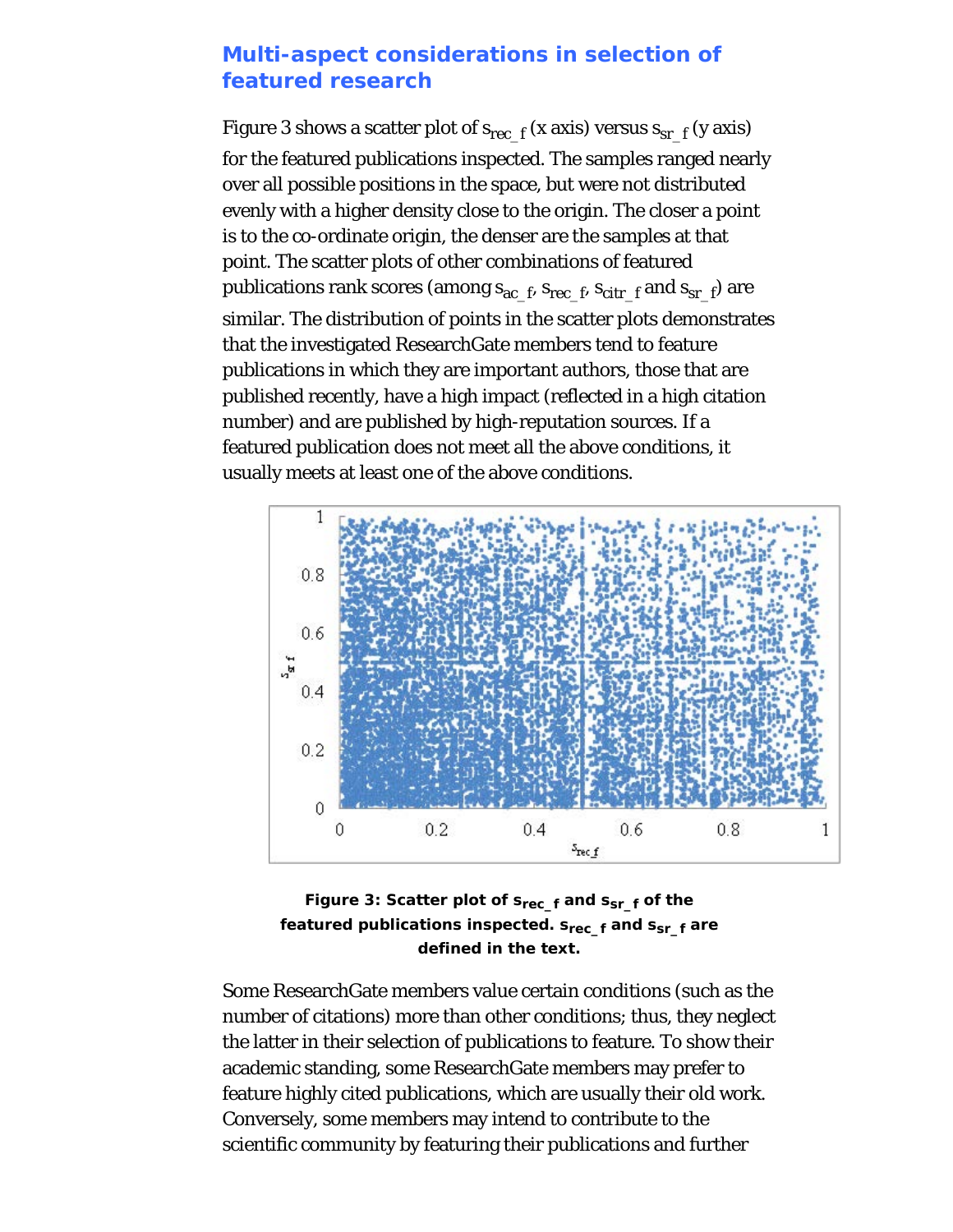## Multi-aspect considerations in selection of featured research

Figure 3 shows a scatter plot of $s_{rec\_f}$ (x axis) versus $s_{sr\_f}$ (y axis) for the featured publications inspected. The samples ranged nearly over all possible positions in the space, but were not distributed evenly with a higher density close to the origin. The closer a point is to the co-ordinate origin, the denser are the samples at that point. The scatter plots of other combinations of featured publications rank scores (among $s_{ac\_f}$, $s_{rec\_f}$, $s_{citr\_f}$ and $s_{sr\_f}$) are similar. The distribution of points in the scatter plots demonstrates that the investigated ResearchGate members tend to feature publications in which they are important authors, those that are published recently, have a high impact (reflected in a high citation number) and are published by high-reputation sources. If a featured publication does not meet all the above conditions, it usually meets at least one of the above conditions.

**Figure 3: Scatter plot of $s_{rec\_f}$ and $s_{sr\_f}$ of the featured publications inspected. $s_{rec\_f}$ and $s_{sr\_f}$ are defined in the text.**

Some ResearchGate members value certain conditions (such as the number of citations) more than other conditions; thus, they neglect the latter in their selection of publications to feature. To show their academic standing, some ResearchGate members may prefer to feature highly cited publications, which are usually their old work. Conversely, some members may intend to contribute to the scientific community by featuring their publications and further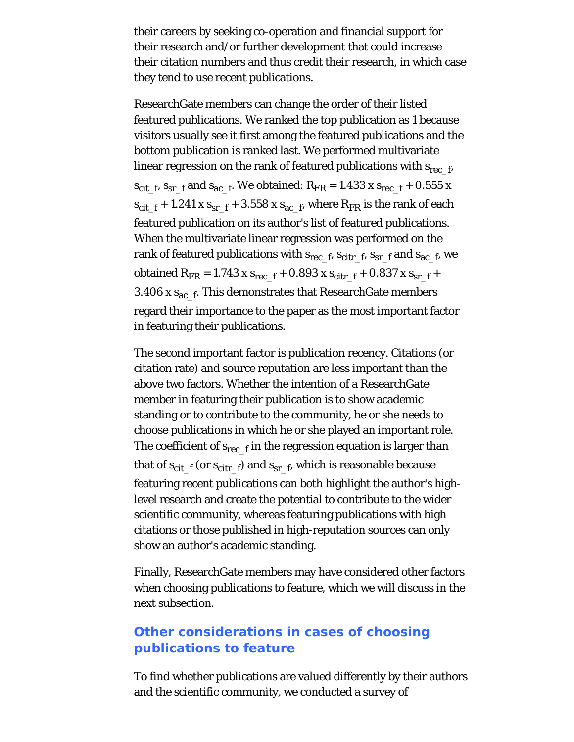their careers by seeking co-operation and financial support for their research and/or further development that could increase their citation numbers and thus credit their research, in which case they tend to use recent publications.

ResearchGate members can change the order of their listed featured publications. We ranked the top publication as 1 because visitors usually see it first among the featured publications and the bottom publication is ranked last. We performed multivariate linear regression on the rank of featured publications with $s_{rec\_f}$, $s_{cit\_f}$, $s_{sr\_f}$ and $s_{ac\_f}$. We obtained: $R_{FR} = 1.433 \times s_{rec\_f} + 0.555 \times s_{cit\_f} + 1.241 \times s_{sr\_f} + 3.558 \times s_{ac\_f}$, where $R_{FR}$ is the rank of each featured publication on its author's list of featured publications. When the multivariate linear regression was performed on the rank of featured publications with $s_{rec\_f}$, $s_{citr\_f}$, $s_{sr\_f}$ and $s_{ac\_f}$, we obtained $R_{FR} = 1.743 \times s_{rec\_f} + 0.893 \times s_{citr\_f} + 0.837 \times s_{sr\_f} + 3.406 \times s_{ac\_f}$. This demonstrates that ResearchGate members regard their importance to the paper as the most important factor in featuring their publications.

The second important factor is publication recency. Citations (or citation rate) and source reputation are less important than the above two factors. Whether the intention of a ResearchGate member in featuring their publication is to show academic standing or to contribute to the community, he or she needs to choose publications in which he or she played an important role. The coefficient of $s_{rec\_f}$ in the regression equation is larger than that of $s_{cit\_f}$ (or $s_{citr\_f}$) and $s_{sr\_f}$, which is reasonable because featuring recent publications can both highlight the author's high-level research and create the potential to contribute to the wider scientific community, whereas featuring publications with high citations or those published in high-reputation sources can only show an author's academic standing.

Finally, ResearchGate members may have considered other factors when choosing publications to feature, which we will discuss in the next subsection.

## Other considerations in cases of choosing publications to feature

To find whether publications are valued differently by their authors and the scientific community, we conducted a survey of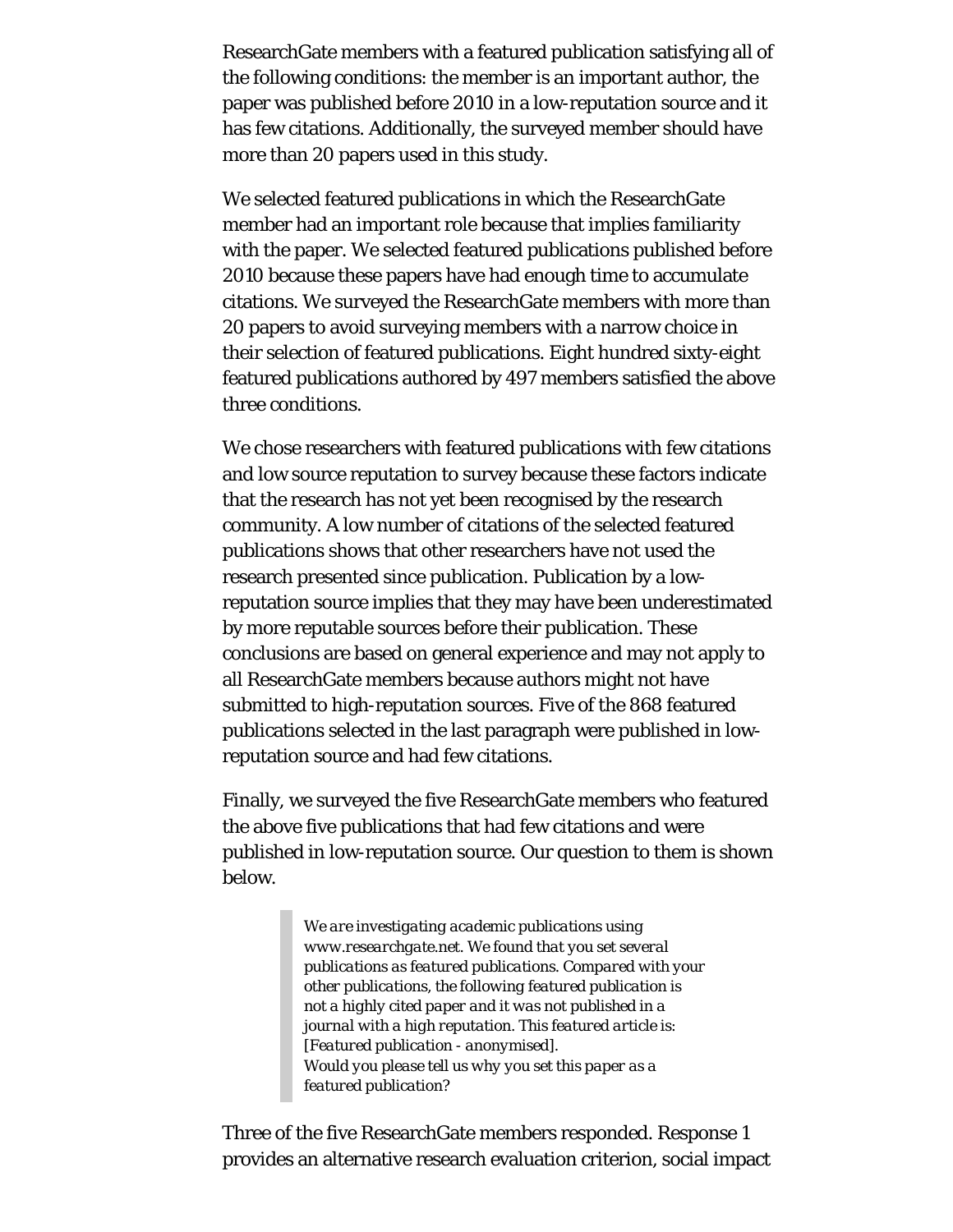ResearchGate members with a featured publication satisfying all of the following conditions: the member is an important author, the paper was published before 2010 in a low-reputation source and it has few citations. Additionally, the surveyed member should have more than 20 papers used in this study.

We selected featured publications in which the ResearchGate member had an important role because that implies familiarity with the paper. We selected featured publications published before 2010 because these papers have had enough time to accumulate citations. We surveyed the ResearchGate members with more than 20 papers to avoid surveying members with a narrow choice in their selection of featured publications. Eight hundred sixty-eight featured publications authored by 497 members satisfied the above three conditions.

We chose researchers with featured publications with few citations and low source reputation to survey because these factors indicate that the research has not yet been recognised by the research community. A low number of citations of the selected featured publications shows that other researchers have not used the research presented since publication. Publication by a low-reputation source implies that they may have been underestimated by more reputable sources before their publication. These conclusions are based on general experience and may not apply to all ResearchGate members because authors might not have submitted to high-reputation sources. Five of the 868 featured publications selected in the last paragraph were published in low-reputation source and had few citations.

Finally, we surveyed the five ResearchGate members who featured the above five publications that had few citations and were published in low-reputation source. Our question to them is shown below.

> *We are investigating academic publications using www.researchgate.net. We found that you set several publications as featured publications. Compared with your other publications, the following featured publication is not a highly cited paper and it was not published in a journal with a high reputation. This featured article is: [Featured publication - anonymised].*
> *Would you please tell us why you set this paper as a featured publication?*

Three of the five ResearchGate members responded. Response 1 provides an alternative research evaluation criterion, social impact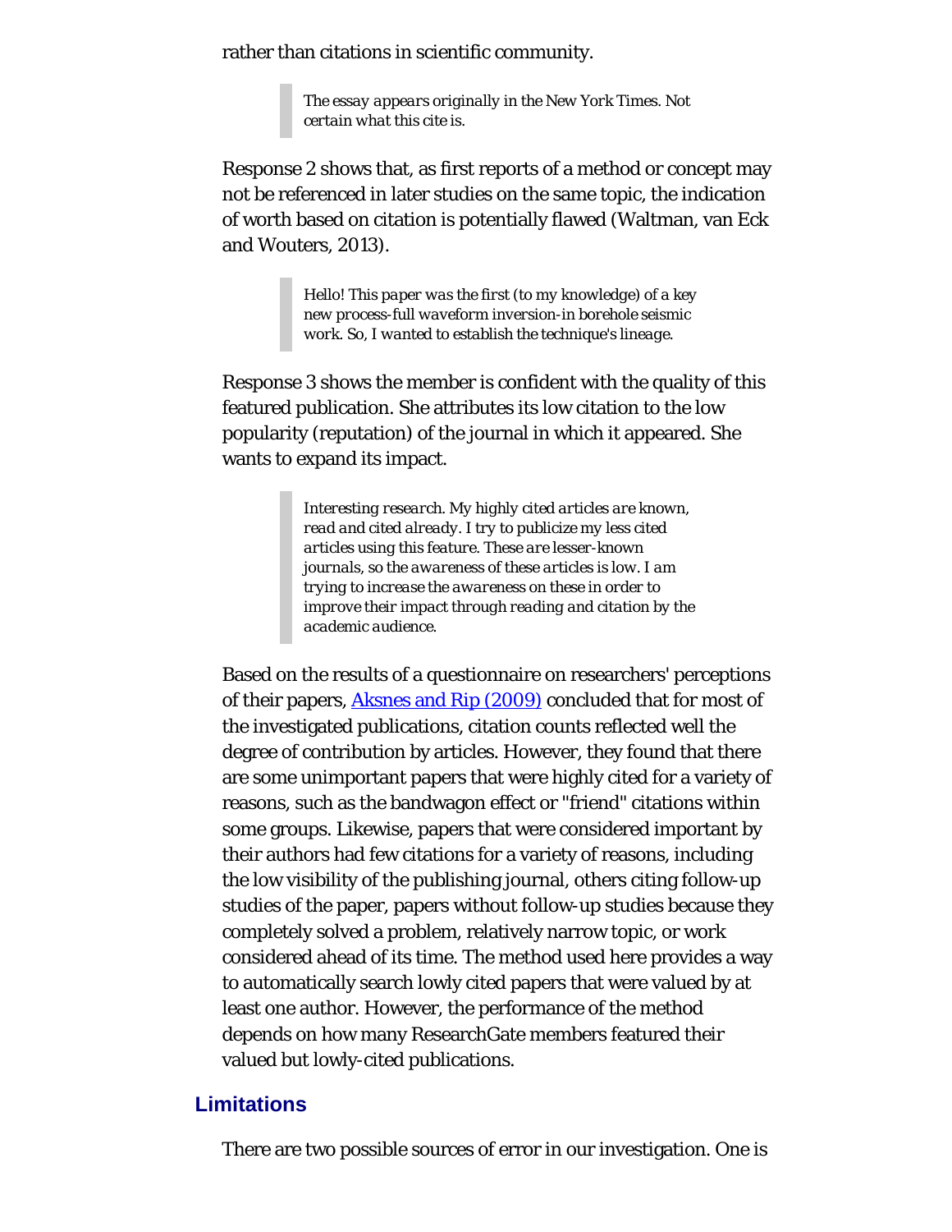rather than citations in scientific community.

> *The essay appears originally in the New York Times. Not certain what this cite is.*

Response 2 shows that, as first reports of a method or concept may not be referenced in later studies on the same topic, the indication of worth based on citation is potentially flawed (Waltman, van Eck and Wouters, 2013).

> *Hello! This paper was the first (to my knowledge) of a key new process-full waveform inversion-in borehole seismic work. So, I wanted to establish the technique's lineage.*

Response 3 shows the member is confident with the quality of this featured publication. She attributes its low citation to the low popularity (reputation) of the journal in which it appeared. She wants to expand its impact.

> *Interesting research. My highly cited articles are known, read and cited already. I try to publicize my less cited articles using this feature. These are lesser-known journals, so the awareness of these articles is low. I am trying to increase the awareness on these in order to improve their impact through reading and citation by the academic audience.*

Based on the results of a questionnaire on researchers' perceptions of their papers, Aksnes and Rip (2009) concluded that for most of the investigated publications, citation counts reflected well the degree of contribution by articles. However, they found that there are some unimportant papers that were highly cited for a variety of reasons, such as the bandwagon effect or "friend" citations within some groups. Likewise, papers that were considered important by their authors had few citations for a variety of reasons, including the low visibility of the publishing journal, others citing follow-up studies of the paper, papers without follow-up studies because they completely solved a problem, relatively narrow topic, or work considered ahead of its time. The method used here provides a way to automatically search lowly cited papers that were valued by at least one author. However, the performance of the method depends on how many ResearchGate members featured their valued but lowly-cited publications.

## Limitations

There are two possible sources of error in our investigation. One is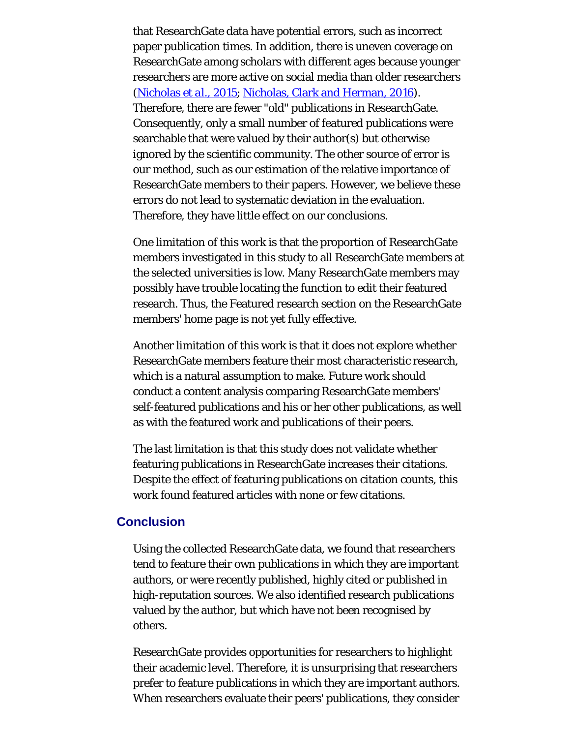that ResearchGate data have potential errors, such as incorrect paper publication times. In addition, there is uneven coverage on ResearchGate among scholars with different ages because younger researchers are more active on social media than older researchers (Nicholas et al., 2015; Nicholas, Clark and Herman, 2016). Therefore, there are fewer "old" publications in ResearchGate. Consequently, only a small number of featured publications were searchable that were valued by their author(s) but otherwise ignored by the scientific community. The other source of error is our method, such as our estimation of the relative importance of ResearchGate members to their papers. However, we believe these errors do not lead to systematic deviation in the evaluation. Therefore, they have little effect on our conclusions.

One limitation of this work is that the proportion of ResearchGate members investigated in this study to all ResearchGate members at the selected universities is low. Many ResearchGate members may possibly have trouble locating the function to edit their featured research. Thus, the Featured research section on the ResearchGate members' home page is not yet fully effective.

Another limitation of this work is that it does not explore whether ResearchGate members feature their most characteristic research, which is a natural assumption to make. Future work should conduct a content analysis comparing ResearchGate members' self-featured publications and his or her other publications, as well as with the featured work and publications of their peers.

The last limitation is that this study does not validate whether featuring publications in ResearchGate increases their citations. Despite the effect of featuring publications on citation counts, this work found featured articles with none or few citations.

## Conclusion

Using the collected ResearchGate data, we found that researchers tend to feature their own publications in which they are important authors, or were recently published, highly cited or published in high-reputation sources. We also identified research publications valued by the author, but which have not been recognised by others.

ResearchGate provides opportunities for researchers to highlight their academic level. Therefore, it is unsurprising that researchers prefer to feature publications in which they are important authors. When researchers evaluate their peers' publications, they consider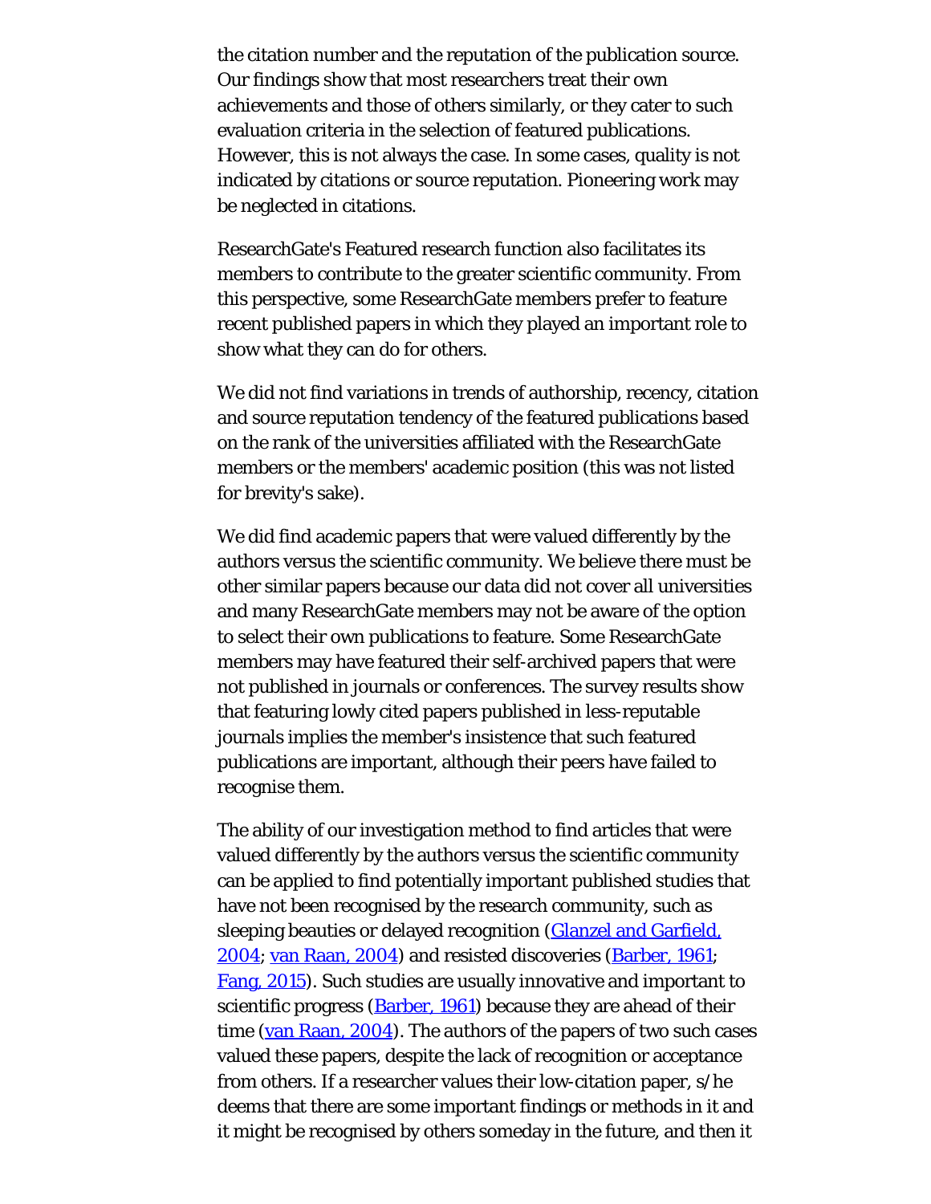the citation number and the reputation of the publication source. Our findings show that most researchers treat their own achievements and those of others similarly, or they cater to such evaluation criteria in the selection of featured publications. However, this is not always the case. In some cases, quality is not indicated by citations or source reputation. Pioneering work may be neglected in citations.

ResearchGate's Featured research function also facilitates its members to contribute to the greater scientific community. From this perspective, some ResearchGate members prefer to feature recent published papers in which they played an important role to show what they can do for others.

We did not find variations in trends of authorship, recency, citation and source reputation tendency of the featured publications based on the rank of the universities affiliated with the ResearchGate members or the members' academic position (this was not listed for brevity's sake).

We did find academic papers that were valued differently by the authors versus the scientific community. We believe there must be other similar papers because our data did not cover all universities and many ResearchGate members may not be aware of the option to select their own publications to feature. Some ResearchGate members may have featured their self-archived papers that were not published in journals or conferences. The survey results show that featuring lowly cited papers published in less-reputable journals implies the member's insistence that such featured publications are important, although their peers have failed to recognise them.

The ability of our investigation method to find articles that were valued differently by the authors versus the scientific community can be applied to find potentially important published studies that have not been recognised by the research community, such as sleeping beauties or delayed recognition (Glanzel and Garfield, 2004; van Raan, 2004) and resisted discoveries (Barber, 1961; Fang, 2015). Such studies are usually innovative and important to scientific progress (Barber, 1961) because they are ahead of their time (van Raan, 2004). The authors of the papers of two such cases valued these papers, despite the lack of recognition or acceptance from others. If a researcher values their low-citation paper, s/he deems that there are some important findings or methods in it and it might be recognised by others someday in the future, and then it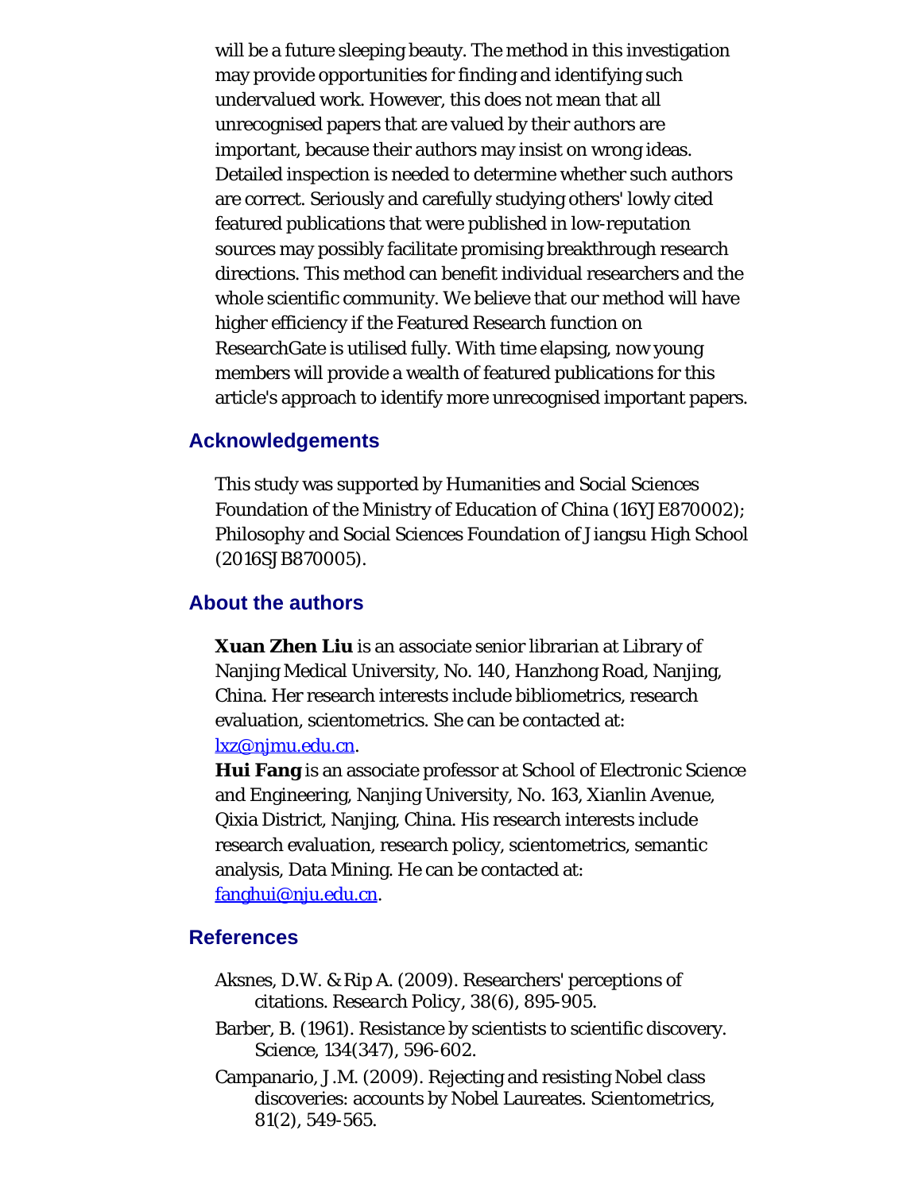will be a future sleeping beauty. The method in this investigation may provide opportunities for finding and identifying such undervalued work. However, this does not mean that all unrecognised papers that are valued by their authors are important, because their authors may insist on wrong ideas. Detailed inspection is needed to determine whether such authors are correct. Seriously and carefully studying others' lowly cited featured publications that were published in low-reputation sources may possibly facilitate promising breakthrough research directions. This method can benefit individual researchers and the whole scientific community. We believe that our method will have higher efficiency if the Featured Research function on ResearchGate is utilised fully. With time elapsing, now young members will provide a wealth of featured publications for this article's approach to identify more unrecognised important papers.

## Acknowledgements

This study was supported by Humanities and Social Sciences Foundation of the Ministry of Education of China (16YJE870002); Philosophy and Social Sciences Foundation of Jiangsu High School (2016SJB870005).

## About the authors

**Xuan Zhen Liu** is an associate senior librarian at Library of Nanjing Medical University, No. 140, Hanzhong Road, Nanjing, China. Her research interests include bibliometrics, research evaluation, scientometrics. She can be contacted at: lxz@njmu.edu.cn.

**Hui Fang** is an associate professor at School of Electronic Science and Engineering, Nanjing University, No. 163, Xianlin Avenue, Qixia District, Nanjing, China. His research interests include research evaluation, research policy, scientometrics, semantic analysis, Data Mining. He can be contacted at: fanghui@nju.edu.cn.

## References

- Aksnes, D.W. & Rip A. (2009). Researchers' perceptions of citations. *Research Policy, 38*(6), 895-905.
- Barber, B. (1961). Resistance by scientists to scientific discovery. Science, 134(347), 596-602.
- Campanario, J.M. (2009). Rejecting and resisting Nobel class discoveries: accounts by Nobel Laureates. Scientometrics, 81(2), 549-565.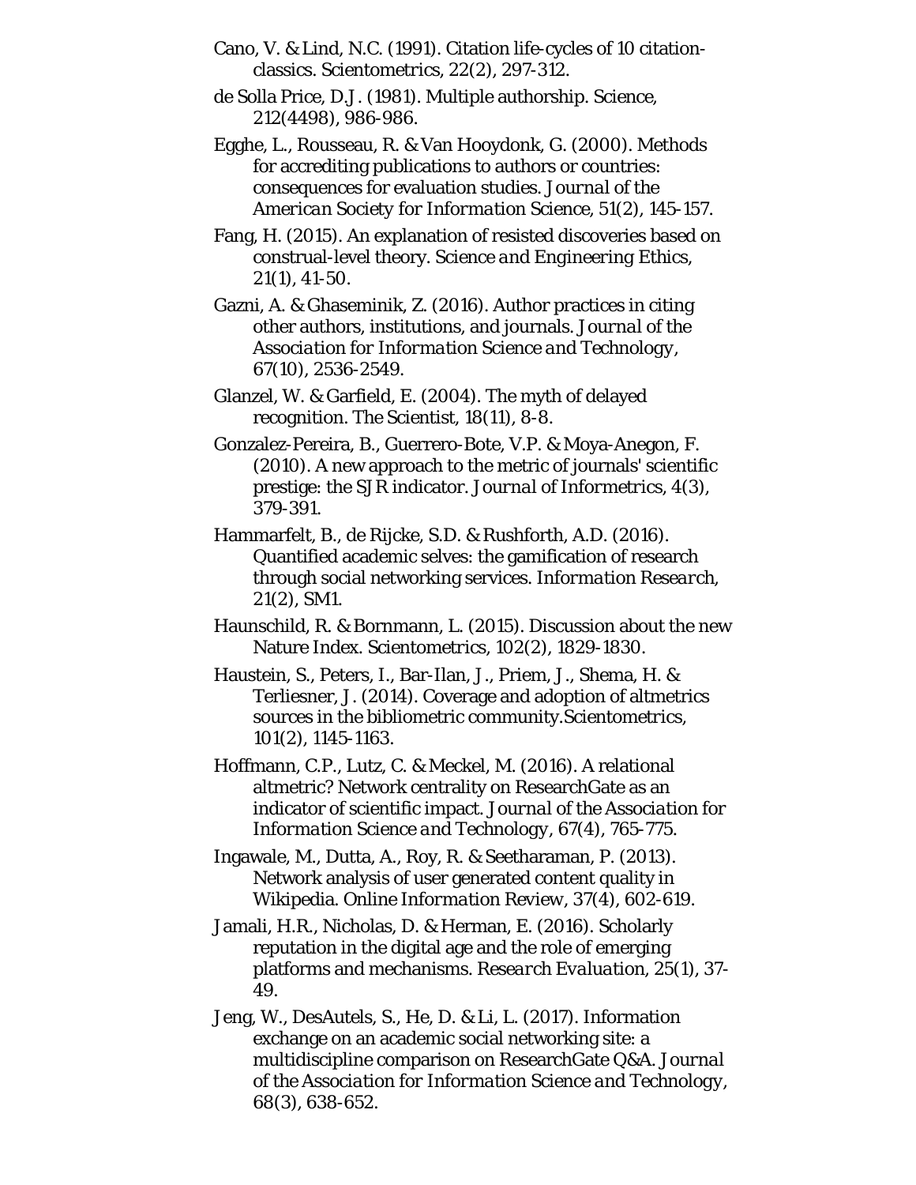Cano, V. & Lind, N.C. (1991). Citation life-cycles of 10 citation-classics. Scientometrics, 22(2), 297-312.

de Solla Price, D.J. (1981). Multiple authorship. Science, 212(4498), 986-986.

Egghe, L., Rousseau, R. & Van Hooydonk, G. (2000). Methods for accrediting publications to authors or countries: consequences for evaluation studies. *Journal of the American Society for Information Science*, 51(2), 145-157.

Fang, H. (2015). An explanation of resisted discoveries based on construal-level theory. *Science and Engineering Ethics*, 21(1), 41-50.

Gazni, A. & Ghaseminik, Z. (2016). Author practices in citing other authors, institutions, and journals. *Journal of the Association for Information Science and Technology*, 67(10), 2536-2549.

Glanzel, W. & Garfield, E. (2004). The myth of delayed recognition. The Scientist, 18(11), 8-8.

Gonzalez-Pereira, B., Guerrero-Bote, V.P. & Moya-Anegon, F. (2010). A new approach to the metric of journals' scientific prestige: the SJR indicator. *Journal of Informetrics*, 4(3), 379-391.

Hammarfelt, B., de Rijcke, S.D. & Rushforth, A.D. (2016). Quantified academic selves: the gamification of research through social networking services. *Information Research*, 21(2), SM1.

Haunschild, R. & Bornmann, L. (2015). Discussion about the new Nature Index. Scientometrics, 102(2), 1829-1830.

Haustein, S., Peters, I., Bar-Ilan, J., Priem, J., Shema, H. & Terliesner, J. (2014). Coverage and adoption of altmetrics sources in the bibliometric community.Scientometrics, 101(2), 1145-1163.

Hoffmann, C.P., Lutz, C. & Meckel, M. (2016). A relational altmetric? Network centrality on ResearchGate as an indicator of scientific impact. *Journal of the Association for Information Science and Technology*, 67(4), 765-775.

Ingawale, M., Dutta, A., Roy, R. & Seetharaman, P. (2013). Network analysis of user generated content quality in Wikipedia. *Online Information Review*, 37(4), 602-619.

Jamali, H.R., Nicholas, D. & Herman, E. (2016). Scholarly reputation in the digital age and the role of emerging platforms and mechanisms. *Research Evaluation*, 25(1), 37-49.

Jeng, W., DesAutels, S., He, D. & Li, L. (2017). Information exchange on an academic social networking site: a multidiscipline comparison on ResearchGate Q&A. *Journal of the Association for Information Science and Technology*, 68(3), 638-652.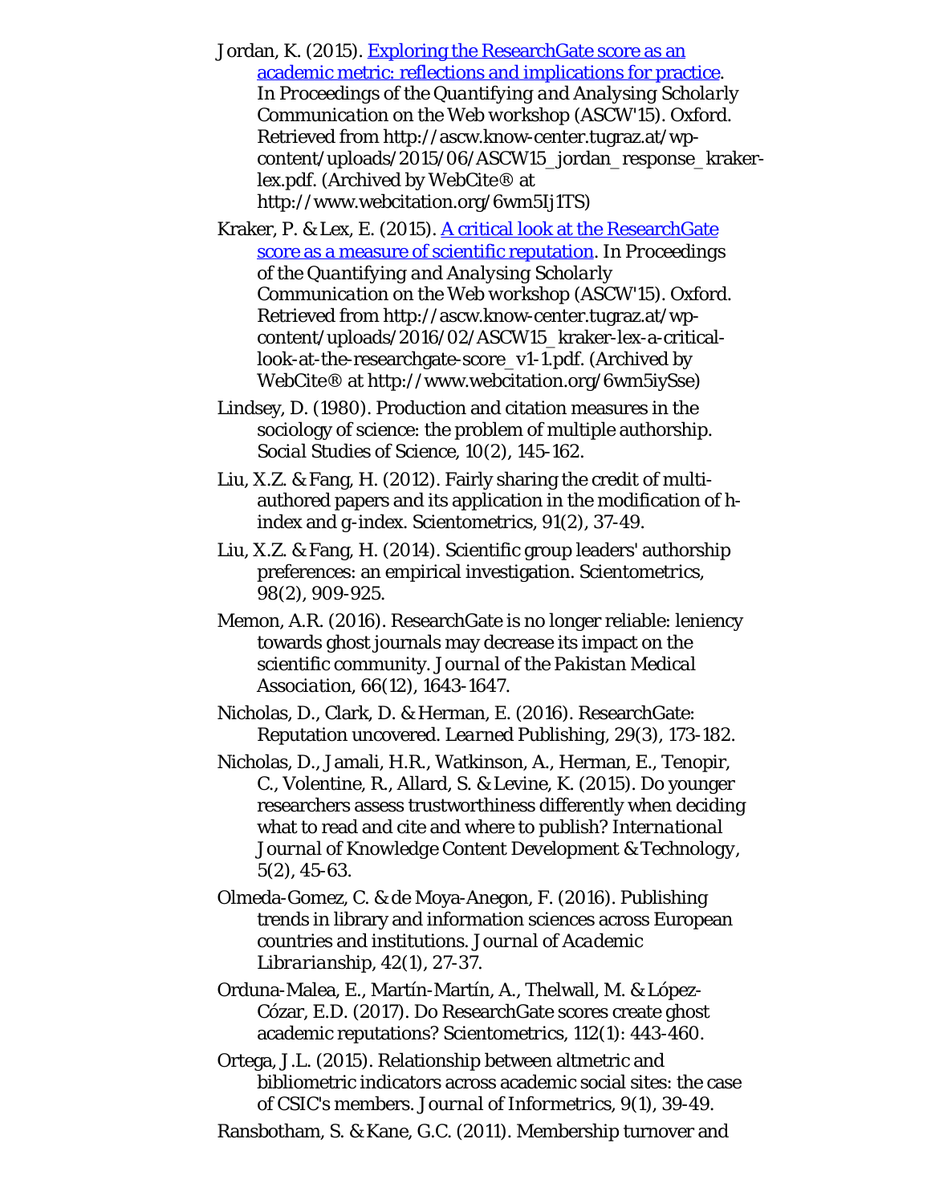Jordan, K. (2015). [Exploring the ResearchGate score as an academic metric: reflections and implications for practice](). *In Proceedings of the Quantifying and Analysing Scholarly Communication on the Web workshop (ASCW'15)*. Oxford. Retrieved from http://ascw.know-center.tugraz.at/wp-content/uploads/2015/06/ASCW15_jordan_response_kraker-lex.pdf. (Archived by WebCite® at http://www.webcitation.org/6wm5Ij1TS)

Kraker, P. & Lex, E. (2015). [A critical look at the ResearchGate score as a measure of scientific reputation](). *In Proceedings of the Quantifying and Analysing Scholarly Communication on the Web workshop (ASCW'15)*. Oxford. Retrieved from http://ascw.know-center.tugraz.at/wp-content/uploads/2016/02/ASCW15_kraker-lex-a-critical-look-at-the-researchgate-score_v1-1.pdf. (Archived by WebCite® at http://www.webcitation.org/6wm5iySse)

Lindsey, D. (1980). Production and citation measures in the sociology of science: the problem of multiple authorship. *Social Studies of Science, 10*(2), 145-162.

Liu, X.Z. & Fang, H. (2012). Fairly sharing the credit of multi-authored papers and its application in the modification of h-index and g-index. *Scientometrics, 91*(2), 37-49.

Liu, X.Z. & Fang, H. (2014). Scientific group leaders' authorship preferences: an empirical investigation. *Scientometrics, 98*(2), 909-925.

Memon, A.R. (2016). ResearchGate is no longer reliable: leniency towards ghost journals may decrease its impact on the scientific community. *Journal of the Pakistan Medical Association, 66*(12), 1643-1647.

Nicholas, D., Clark, D. & Herman, E. (2016). ResearchGate: Reputation uncovered. *Learned Publishing, 29*(3), 173-182.

Nicholas, D., Jamali, H.R., Watkinson, A., Herman, E., Tenopir, C., Volentine, R., Allard, S. & Levine, K. (2015). Do younger researchers assess trustworthiness differently when deciding what to read and cite and where to publish? *International Journal of Knowledge Content Development & Technology, 5*(2), 45-63.

Olmeda-Gomez, C. & de Moya-Anegon, F. (2016). Publishing trends in library and information sciences across European countries and institutions. *Journal of Academic Librarianship, 42*(1), 27-37.

Orduna-Malea, E., Martín-Martín, A., Thelwall, M. & López-Cózar, E.D. (2017). Do ResearchGate scores create ghost academic reputations? *Scientometrics, 112*(1): 443-460.

Ortega, J.L. (2015). Relationship between altmetric and bibliometric indicators across academic social sites: the case of CSIC's members. *Journal of Informetrics, 9*(1), 39-49.

Ransbotham, S. & Kane, G.C. (2011). Membership turnover and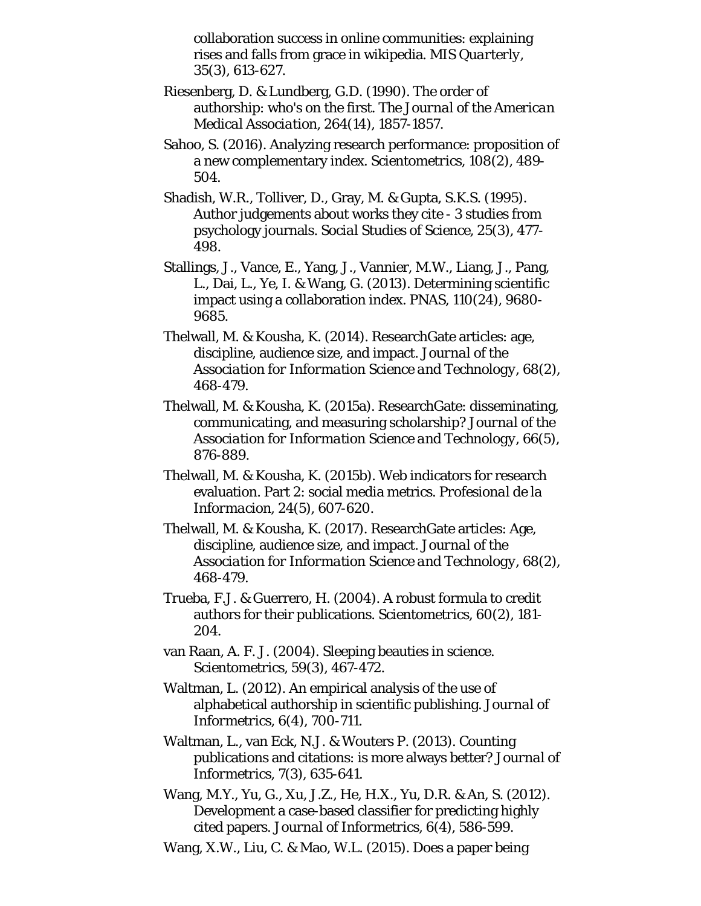collaboration success in online communities: explaining rises and falls from grace in wikipedia. *MIS Quarterly*, 35(3), 613-627.

Riesenberg, D. & Lundberg, G.D. (1990). The order of authorship: who's on the first. *The Journal of the American Medical Association*, 264(14), 1857-1857.

Sahoo, S. (2016). Analyzing research performance: proposition of a new complementary index. Scientometrics, 108(2), 489-504.

Shadish, W.R., Tolliver, D., Gray, M. & Gupta, S.K.S. (1995). Author judgements about works they cite - 3 studies from psychology journals. *Social Studies of Science*, 25(3), 477-498.

Stallings, J., Vance, E., Yang, J., Vannier, M.W., Liang, J., Pang, L., Dai, L., Ye, I. & Wang, G. (2013). Determining scientific impact using a collaboration index. PNAS, 110(24), 9680-9685.

Thelwall, M. & Kousha, K. (2014). ResearchGate articles: age, discipline, audience size, and impact. *Journal of the Association for Information Science and Technology*, 68(2), 468-479.

Thelwall, M. & Kousha, K. (2015a). ResearchGate: disseminating, communicating, and measuring scholarship? *Journal of the Association for Information Science and Technology*, 66(5), 876-889.

Thelwall, M. & Kousha, K. (2015b). Web indicators for research evaluation. Part 2: social media metrics. *Profesional de la Informacion*, 24(5), 607-620.

Thelwall, M. & Kousha, K. (2017). ResearchGate articles: Age, discipline, audience size, and impact. *Journal of the Association for Information Science and Technology*, 68(2), 468-479.

Trueba, F.J. & Guerrero, H. (2004). A robust formula to credit authors for their publications. Scientometrics, 60(2), 181-204.

van Raan, A. F. J. (2004). Sleeping beauties in science. Scientometrics, 59(3), 467-472.

Waltman, L. (2012). An empirical analysis of the use of alphabetical authorship in scientific publishing. *Journal of Informetrics*, 6(4), 700-711.

Waltman, L., van Eck, N.J. & Wouters P. (2013). Counting publications and citations: is more always better? *Journal of Informetrics*, 7(3), 635-641.

Wang, M.Y., Yu, G., Xu, J.Z., He, H.X., Yu, D.R. & An, S. (2012). Development a case-based classifier for predicting highly cited papers. *Journal of Informetrics*, 6(4), 586-599.

Wang, X.W., Liu, C. & Mao, W.L. (2015). Does a paper being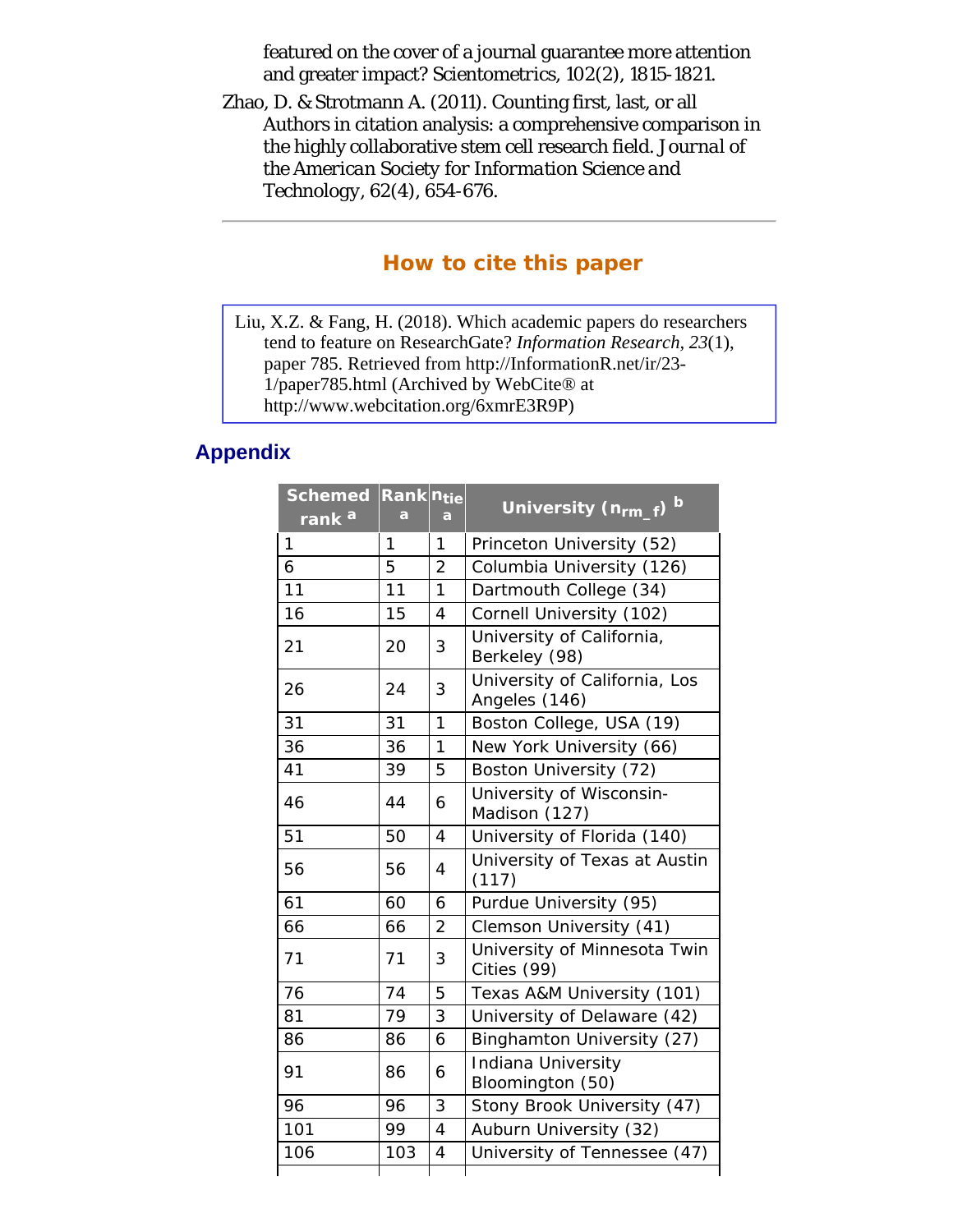featured on the cover of a journal guarantee more attention and greater impact? Scientometrics, 102(2), 1815-1821.

Zhao, D. & Strotmann A. (2011). Counting first, last, or all Authors in citation analysis: a comprehensive comparison in the highly collaborative stem cell research field. *Journal of the American Society for Information Science and Technology*, 62(4), 654-676.

---

## How to cite this paper

Liu, X.Z. & Fang, H. (2018). Which academic papers do researchers tend to feature on ResearchGate? *Information Research, 23*(1), paper 785. Retrieved from http://InformationR.net/ir/23-1/paper785.html (Archived by WebCite® at http://www.webcitation.org/6xmrE3R9P)

## Appendix

| Schemed rank [a] | Rank [a] | $n_{tie}$ [a] | University ($n_{rm\_f}$) [b] |
|---|---|---|---|
| 1 | 1 | 1 | Princeton University (52) |
| 6 | 5 | 2 | Columbia University (126) |
| 11 | 11 | 1 | Dartmouth College (34) |
| 16 | 15 | 4 | Cornell University (102) |
| 21 | 20 | 3 | University of California, Berkeley (98) |
| 26 | 24 | 3 | University of California, Los Angeles (146) |
| 31 | 31 | 1 | Boston College, USA (19) |
| 36 | 36 | 1 | New York University (66) |
| 41 | 39 | 5 | Boston University (72) |
| 46 | 44 | 6 | University of Wisconsin-Madison (127) |
| 51 | 50 | 4 | University of Florida (140) |
| 56 | 56 | 4 | University of Texas at Austin (117) |
| 61 | 60 | 6 | Purdue University (95) |
| 66 | 66 | 2 | Clemson University (41) |
| 71 | 71 | 3 | University of Minnesota Twin Cities (99) |
| 76 | 74 | 5 | Texas A&M University (101) |
| 81 | 79 | 3 | University of Delaware (42) |
| 86 | 86 | 6 | Binghamton University (27) |
| 91 | 86 | 6 | Indiana University Bloomington (50) |
| 96 | 96 | 3 | Stony Brook University (47) |
| 101 | 99 | 4 | Auburn University (32) |
| 106 | 103 | 4 | University of Tennessee (47) |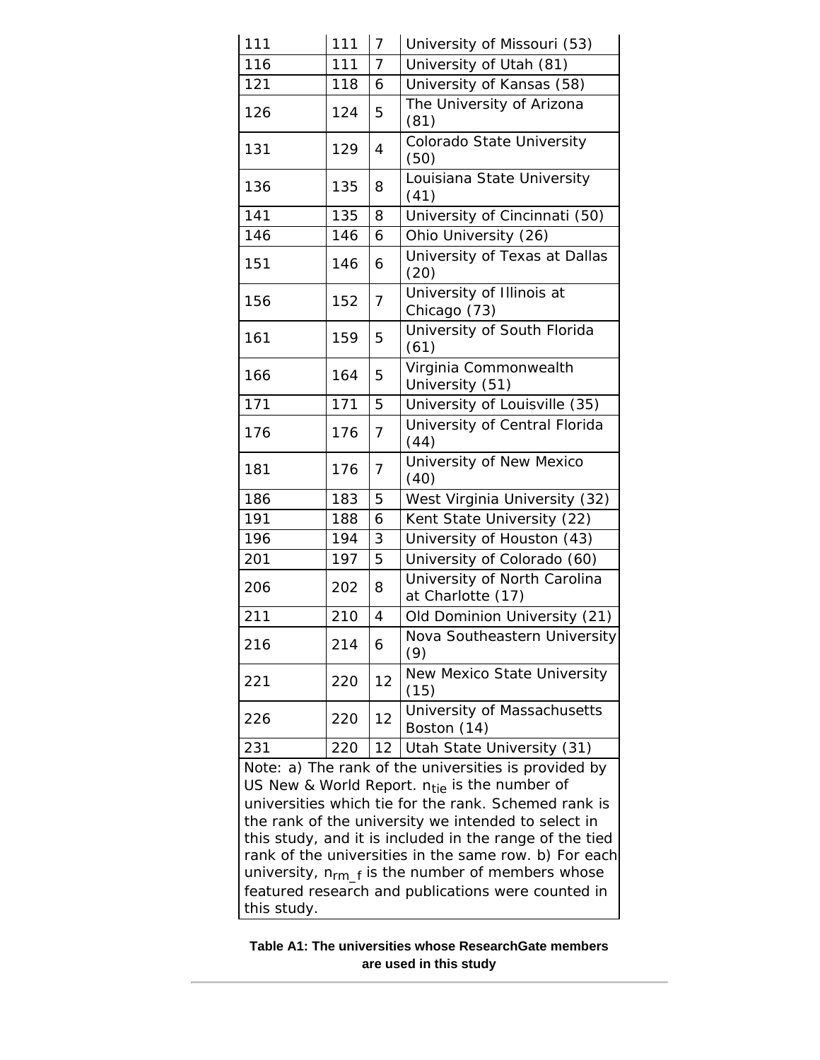| | | | |
|---|---|---|---|
| 111 | 111 | 7 | University of Missouri (53) |
| 116 | 111 | 7 | University of Utah (81) |
| 121 | 118 | 6 | University of Kansas (58) |
| 126 | 124 | 5 | The University of Arizona (81) |
| 131 | 129 | 4 | Colorado State University (50) |
| 136 | 135 | 8 | Louisiana State University (41) |
| 141 | 135 | 8 | University of Cincinnati (50) |
| 146 | 146 | 6 | Ohio University (26) |
| 151 | 146 | 6 | University of Texas at Dallas (20) |
| 156 | 152 | 7 | University of Illinois at Chicago (73) |
| 161 | 159 | 5 | University of South Florida (61) |
| 166 | 164 | 5 | Virginia Commonwealth University (51) |
| 171 | 171 | 5 | University of Louisville (35) |
| 176 | 176 | 7 | University of Central Florida (44) |
| 181 | 176 | 7 | University of New Mexico (40) |
| 186 | 183 | 5 | West Virginia University (32) |
| 191 | 188 | 6 | Kent State University (22) |
| 196 | 194 | 3 | University of Houston (43) |
| 201 | 197 | 5 | University of Colorado (60) |
| 206 | 202 | 8 | University of North Carolina at Charlotte (17) |
| 211 | 210 | 4 | Old Dominion University (21) |
| 216 | 214 | 6 | Nova Southeastern University (9) |
| 221 | 220 | 12 | New Mexico State University (15) |
| 226 | 220 | 12 | University of Massachusetts Boston (14) |
| 231 | 220 | 12 | Utah State University (31) |

Note: a) The rank of the universities is provided by US New & World Report. $n_{tie}$ is the number of universities which tie for the rank. Schemed rank is the rank of the university we intended to select in this study, and it is included in the range of the tied rank of the universities in the same row. b) For each university, $n_{rm\_f}$ is the number of members whose featured research and publications were counted in this study.

**Table A1: The universities whose ResearchGate members are used in this study**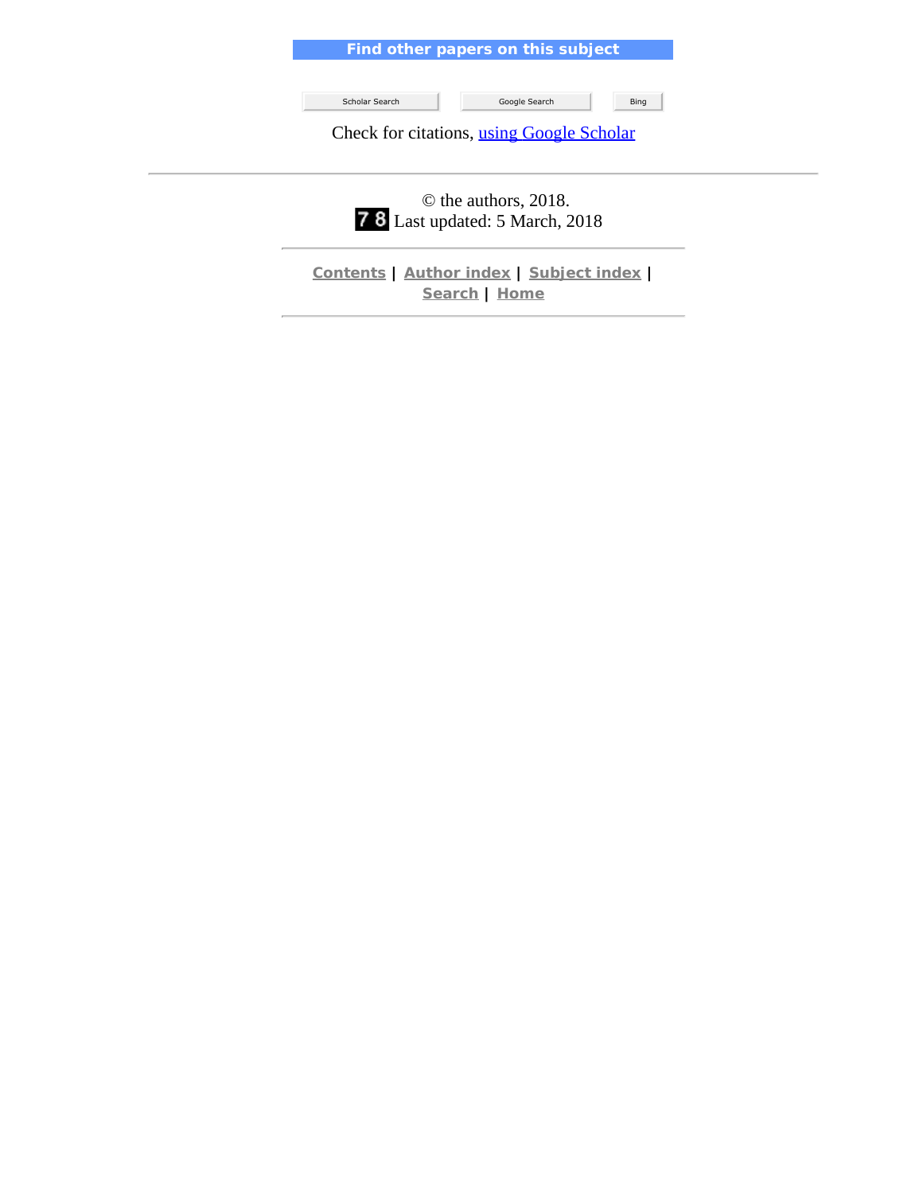**Find other papers on this subject**

Scholar Search | Google Search | Bing

Check for citations, using Google Scholar

---

© the authors, 2018.
78 Last updated: 5 March, 2018

---

**Contents** | **Author index** | **Subject index** | **Search** | **Home**

---